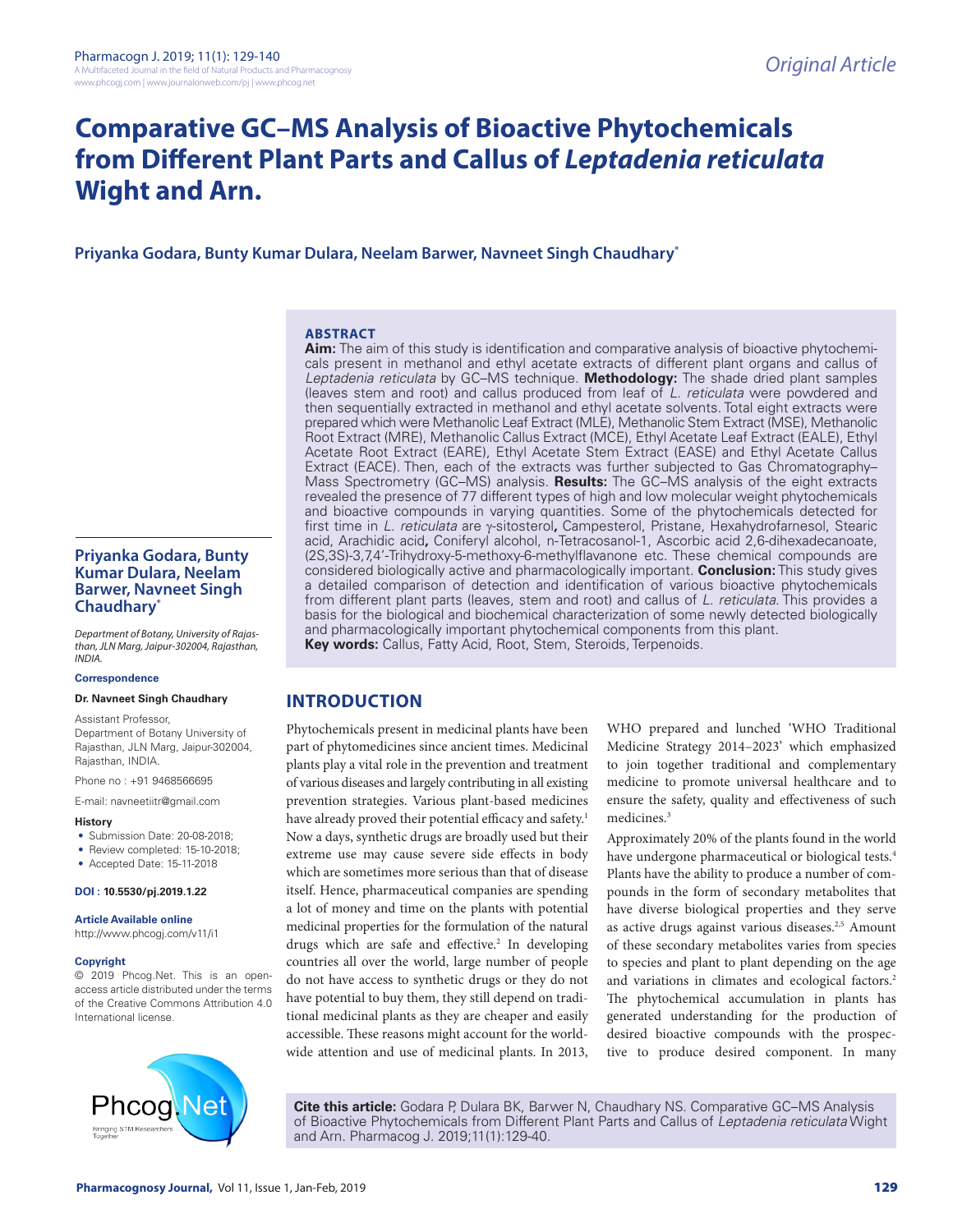Original Article

# Comparative GC–MS Analysis of Bioactive Phytochemicals from Different Plant Parts and Callus of *Leptadenia reticulata* Wight and Arn.

**Priyanka Godara, Bunty Kumar Dulara, Neelam Barwer, Navneet Singh Chaudhary***

## ABSTRACT

**Aim:** The aim of this study is identification and comparative analysis of bioactive phytochemicals present in methanol and ethyl acetate extracts of different plant organs and callus of *Leptadenia reticulata* by GC–MS technique. **Methodology:** The shade dried plant samples (leaves stem and root) and callus produced from leaf of *L. reticulata* were powdered and then sequentially extracted in methanol and ethyl acetate solvents. Total eight extracts were prepared which were Methanolic Leaf Extract (MLE), Methanolic Stem Extract (MSE), Methanolic Root Extract (MRE), Methanolic Callus Extract (MCE), Ethyl Acetate Leaf Extract (EALE), Ethyl Acetate Root Extract (EARE), Ethyl Acetate Stem Extract (EASE) and Ethyl Acetate Callus Extract (EACE). Then, each of the extracts was further subjected to Gas Chromatography–Mass Spectrometry (GC–MS) analysis. **Results:** The GC–MS analysis of the eight extracts revealed the presence of 77 different types of high and low molecular weight phytochemicals and bioactive compounds in varying quantities. Some of the phytochemicals detected for first time in *L. reticulata* are γ-sitosterol**,** Campesterol, Pristane, Hexahydrofarnesol, Stearic acid, Arachidic acid**,** Coniferyl alcohol, n-Tetracosanol-1, Ascorbic acid 2,6-dihexadecanoate, (2S,3S)-3,7,4′-Trihydroxy-5-methoxy-6-methylflavanone etc. These chemical compounds are considered biologically active and pharmacologically important. **Conclusion:** This study gives a detailed comparison of detection and identification of various bioactive phytochemicals from different plant parts (leaves, stem and root) and callus of *L. reticulata*. This provides a basis for the biological and biochemical characterization of some newly detected biologically and pharmacologically important phytochemical components from this plant.

**Key words:** Callus, Fatty Acid, Root, Stem, Steroids, Terpenoids.

**Priyanka Godara, Bunty Kumar Dulara, Neelam Barwer, Navneet Singh Chaudhary***

*Department of Botany, University of Rajasthan, JLN Marg, Jaipur-302004, Rajasthan, INDIA.*

**Correspondence**

**Dr. Navneet Singh Chaudhary**

Assistant Professor,
Department of Botany University of Rajasthan, JLN Marg, Jaipur-302004, Rajasthan, INDIA.

Phone no : +91 9468566695

E-mail: navneetiitr@gmail.com

**History**

- Submission Date: 20-08-2018;
- Review completed: 15-10-2018;
- Accepted Date: 15-11-2018

**DOI : 10.5530/pj.2019.1.22**

**Article Available online**

http://www.phcogj.com/v11/i1

**Copyright**

© 2019 Phcog.Net. This is an open-access article distributed under the terms of the Creative Commons Attribution 4.0 International license.

## INTRODUCTION

Phytochemicals present in medicinal plants have been part of phytomedicines since ancient times. Medicinal plants play a vital role in the prevention and treatment of various diseases and largely contributing in all existing prevention strategies. Various plant-based medicines have already proved their potential efficacy and safety.[1] Now a days, synthetic drugs are broadly used but their extreme use may cause severe side effects in body which are sometimes more serious than that of disease itself. Hence, pharmaceutical companies are spending a lot of money and time on the plants with potential medicinal properties for the formulation of the natural drugs which are safe and effective.[2] In developing countries all over the world, large number of people do not have access to synthetic drugs or they do not have potential to buy them, they still depend on traditional medicinal plants as they are cheaper and easily accessible. These reasons might account for the worldwide attention and use of medicinal plants. In 2013, WHO prepared and lunched 'WHO Traditional Medicine Strategy 2014–2023' which emphasized to join together traditional and complementary medicine to promote universal healthcare and to ensure the safety, quality and effectiveness of such medicines.[3]

Approximately 20% of the plants found in the world have undergone pharmaceutical or biological tests.[4] Plants have the ability to produce a number of compounds in the form of secondary metabolites that have diverse biological properties and they serve as active drugs against various diseases.[2,5] Amount of these secondary metabolites varies from species to species and plant to plant depending on the age and variations in climates and ecological factors.[2] The phytochemical accumulation in plants has generated understanding for the production of desired bioactive compounds with the prospective to produce desired component. In many

**Cite this article:** Godara P, Dulara BK, Barwer N, Chaudhary NS. Comparative GC–MS Analysis of Bioactive Phytochemicals from Different Plant Parts and Callus of *Leptadenia reticulata* Wight and Arn. Pharmacog J. 2019;11(1):129-40.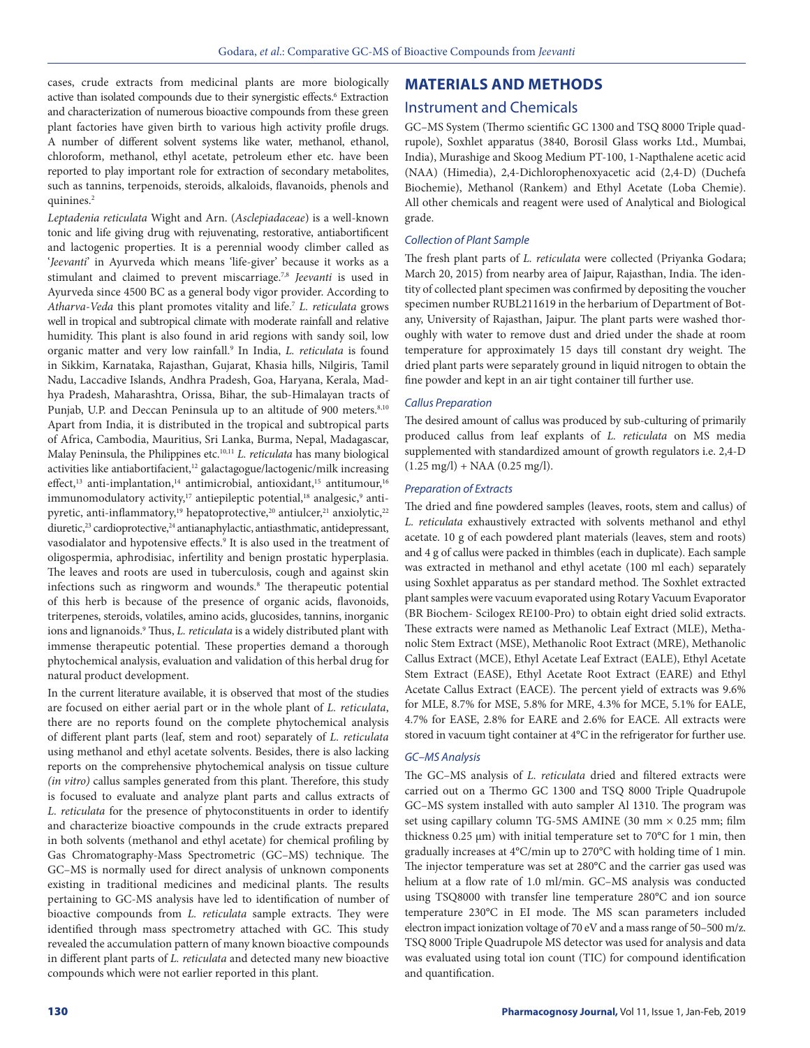cases, crude extracts from medicinal plants are more biologically active than isolated compounds due to their synergistic effects.[6] Extraction and characterization of numerous bioactive compounds from these green plant factories have given birth to various high activity profile drugs. A number of different solvent systems like water, methanol, ethanol, chloroform, methanol, ethyl acetate, petroleum ether etc. have been reported to play important role for extraction of secondary metabolites, such as tannins, terpenoids, steroids, alkaloids, flavanoids, phenols and quinines.[2]

*Leptadenia reticulata* Wight and Arn. (*Asclepiadaceae*) is a well-known tonic and life giving drug with rejuvenating, restorative, antiabortificent and lactogenic properties. It is a perennial woody climber called as '*Jeevanti*' in Ayurveda which means 'life-giver' because it works as a stimulant and claimed to prevent miscarriage.[7,8] *Jeevanti* is used in Ayurveda since 4500 BC as a general body vigor provider. According to *Atharva-Veda* this plant promotes vitality and life.[7] *L. reticulata* grows well in tropical and subtropical climate with moderate rainfall and relative humidity. This plant is also found in arid regions with sandy soil, low organic matter and very low rainfall.[9] In India, *L. reticulata* is found in Sikkim, Karnataka, Rajasthan, Gujarat, Khasia hills, Nilgiris, Tamil Nadu, Laccadive Islands, Andhra Pradesh, Goa, Haryana, Kerala, Madhya Pradesh, Maharashtra, Orissa, Bihar, the sub-Himalayan tracts of Punjab, U.P. and Deccan Peninsula up to an altitude of 900 meters.[8,10] Apart from India, it is distributed in the tropical and subtropical parts of Africa, Cambodia, Mauritius, Sri Lanka, Burma, Nepal, Madagascar, Malay Peninsula, the Philippines etc.[10,11] *L. reticulata* has many biological activities like antiabortifacient,[12] galactagogue/lactogenic/milk increasing effect,[13] anti-implantation,[14] antimicrobial, antioxidant,[15] antitumour,[16] immunomodulatory activity,[17] antiepileptic potential,[18] analgesic,[9] antipyretic, anti-inflammatory,[19] hepatoprotective,[20] antiulcer,[21] anxiolytic,[22] diuretic,[23] cardioprotective,[24] antianaphylactic, antiasthmatic, antidepressant, vasodialator and hypotensive effects.[9] It is also used in the treatment of oligospermia, aphrodisiac, infertility and benign prostatic hyperplasia. The leaves and roots are used in tuberculosis, cough and against skin infections such as ringworm and wounds.[8] The therapeutic potential of this herb is because of the presence of organic acids, flavonoids, triterpenes, steroids, volatiles, amino acids, glucosides, tannins, inorganic ions and lignanoids.[9] Thus, *L. reticulata* is a widely distributed plant with immense therapeutic potential. These properties demand a thorough phytochemical analysis, evaluation and validation of this herbal drug for natural product development.

In the current literature available, it is observed that most of the studies are focused on either aerial part or in the whole plant of *L. reticulata*, there are no reports found on the complete phytochemical analysis of different plant parts (leaf, stem and root) separately of *L. reticulata* using methanol and ethyl acetate solvents. Besides, there is also lacking reports on the comprehensive phytochemical analysis on tissue culture *(in vitro)* callus samples generated from this plant. Therefore, this study is focused to evaluate and analyze plant parts and callus extracts of *L. reticulata* for the presence of phytoconstituents in order to identify and characterize bioactive compounds in the crude extracts prepared in both solvents (methanol and ethyl acetate) for chemical profiling by Gas Chromatography-Mass Spectrometric (GC–MS) technique. The GC–MS is normally used for direct analysis of unknown components existing in traditional medicines and medicinal plants. The results pertaining to GC-MS analysis have led to identification of number of bioactive compounds from *L. reticulata* sample extracts. They were identified through mass spectrometry attached with GC. This study revealed the accumulation pattern of many known bioactive compounds in different plant parts of *L. reticulata* and detected many new bioactive compounds which were not earlier reported in this plant.

## MATERIALS AND METHODS

### Instrument and Chemicals

GC–MS System (Thermo scientific GC 1300 and TSQ 8000 Triple quadrupole), Soxhlet apparatus (3840, Borosil Glass works Ltd., Mumbai, India), Murashige and Skoog Medium PT-100, 1-Napthalene acetic acid (NAA) (Himedia), 2,4-Dichlorophenoxyacetic acid (2,4-D) (Duchefa Biochemie), Methanol (Rankem) and Ethyl Acetate (Loba Chemie). All other chemicals and reagent were used of Analytical and Biological grade.

#### *Collection of Plant Sample*

The fresh plant parts of *L. reticulata* were collected (Priyanka Godara; March 20, 2015) from nearby area of Jaipur, Rajasthan, India. The identity of collected plant specimen was confirmed by depositing the voucher specimen number RUBL211619 in the herbarium of Department of Botany, University of Rajasthan, Jaipur. The plant parts were washed thoroughly with water to remove dust and dried under the shade at room temperature for approximately 15 days till constant dry weight. The dried plant parts were separately ground in liquid nitrogen to obtain the fine powder and kept in an air tight container till further use.

#### *Callus Preparation*

The desired amount of callus was produced by sub-culturing of primarily produced callus from leaf explants of *L. reticulata* on MS media supplemented with standardized amount of growth regulators i.e. 2,4-D (1.25 mg/l) + NAA (0.25 mg/l).

#### *Preparation of Extracts*

The dried and fine powdered samples (leaves, roots, stem and callus) of *L. reticulata* exhaustively extracted with solvents methanol and ethyl acetate. 10 g of each powdered plant materials (leaves, stem and roots) and 4 g of callus were packed in thimbles (each in duplicate). Each sample was extracted in methanol and ethyl acetate (100 ml each) separately using Soxhlet apparatus as per standard method. The Soxhlet extracted plant samples were vacuum evaporated using Rotary Vacuum Evaporator (BR Biochem- Scilogex RE100-Pro) to obtain eight dried solid extracts. These extracts were named as Methanolic Leaf Extract (MLE), Methanolic Stem Extract (MSE), Methanolic Root Extract (MRE), Methanolic Callus Extract (MCE), Ethyl Acetate Leaf Extract (EALE), Ethyl Acetate Stem Extract (EASE), Ethyl Acetate Root Extract (EARE) and Ethyl Acetate Callus Extract (EACE). The percent yield of extracts was 9.6% for MLE, 8.7% for MSE, 5.8% for MRE, 4.3% for MCE, 5.1% for EALE, 4.7% for EASE, 2.8% for EARE and 2.6% for EACE. All extracts were stored in vacuum tight container at 4°C in the refrigerator for further use.

#### *GC–MS Analysis*

The GC–MS analysis of *L. reticulata* dried and filtered extracts were carried out on a Thermo GC 1300 and TSQ 8000 Triple Quadrupole GC–MS system installed with auto sampler Al 1310. The program was set using capillary column TG-5MS AMINE (30 mm × 0.25 mm; film thickness 0.25 μm) with initial temperature set to 70°C for 1 min, then gradually increases at 4°C/min up to 270°C with holding time of 1 min. The injector temperature was set at 280°C and the carrier gas used was helium at a flow rate of 1.0 ml/min. GC–MS analysis was conducted using TSQ8000 with transfer line temperature 280°C and ion source temperature 230°C in EI mode. The MS scan parameters included electron impact ionization voltage of 70 eV and a mass range of 50–500 m/z. TSQ 8000 Triple Quadrupole MS detector was used for analysis and data was evaluated using total ion count (TIC) for compound identification and quantification.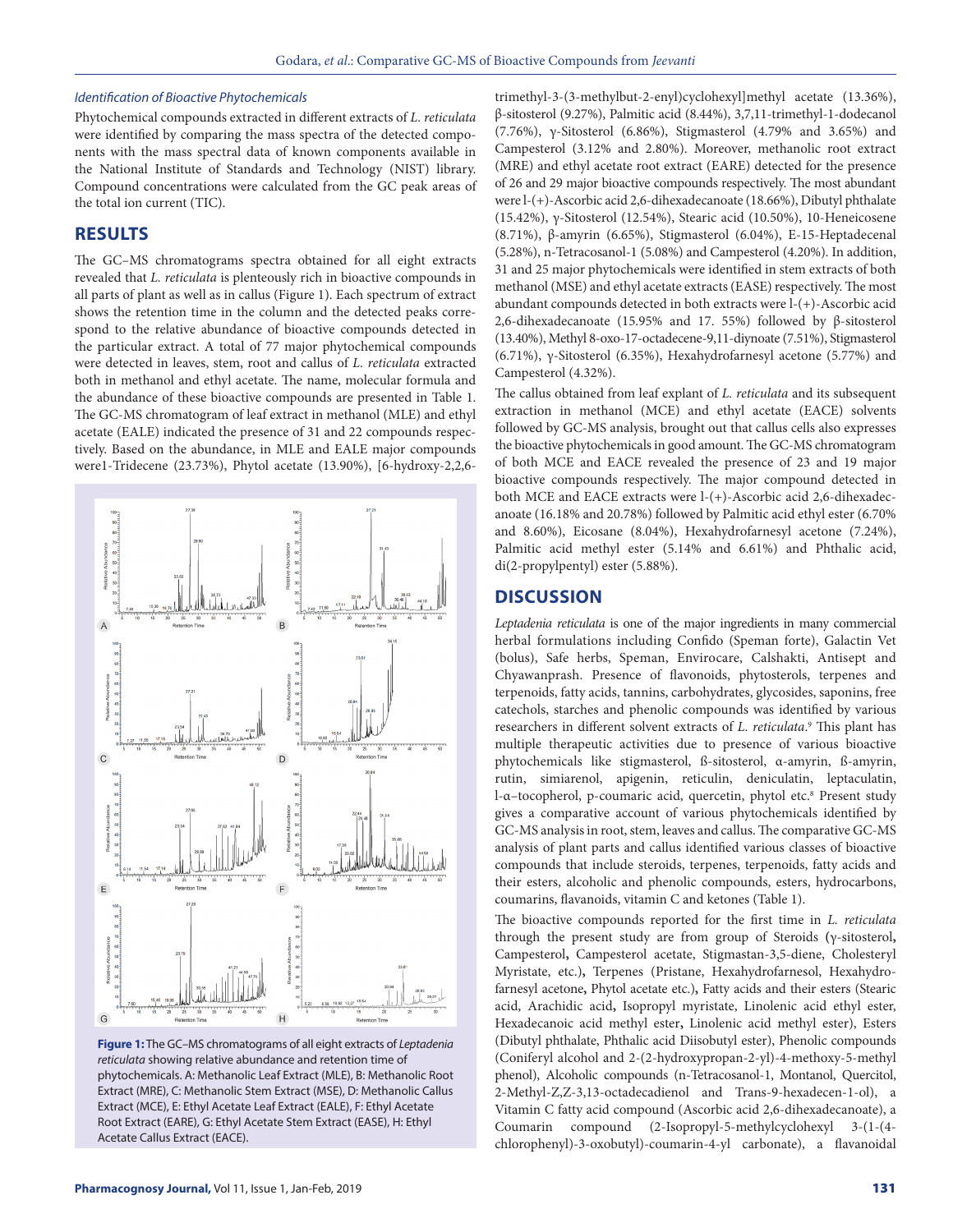### *Identification of Bioactive Phytochemicals*

Phytochemical compounds extracted in different extracts of *L. reticulata* were identified by comparing the mass spectra of the detected components with the mass spectral data of known components available in the National Institute of Standards and Technology (NIST) library. Compound concentrations were calculated from the GC peak areas of the total ion current (TIC).

## RESULTS

The GC–MS chromatograms spectra obtained for all eight extracts revealed that *L. reticulata* is plenteously rich in bioactive compounds in all parts of plant as well as in callus (Figure 1). Each spectrum of extract shows the retention time in the column and the detected peaks correspond to the relative abundance of bioactive compounds detected in the particular extract. A total of 77 major phytochemical compounds were detected in leaves, stem, root and callus of *L. reticulata* extracted both in methanol and ethyl acetate. The name, molecular formula and the abundance of these bioactive compounds are presented in Table 1. The GC-MS chromatogram of leaf extract in methanol (MLE) and ethyl acetate (EALE) indicated the presence of 31 and 22 compounds respectively. Based on the abundance, in MLE and EALE major compounds were1-Tridecene (23.73%), Phytol acetate (13.90%), [6-hydroxy-2,2,6-trimethyl-3-(3-methylbut-2-enyl)cyclohexyl]methyl acetate (13.36%), β-sitosterol (9.27%), Palmitic acid (8.44%), 3,7,11-trimethyl-1-dodecanol (7.76%), γ-Sitosterol (6.86%), Stigmasterol (4.79% and 3.65%) and Campesterol (3.12% and 2.80%). Moreover, methanolic root extract (MRE) and ethyl acetate root extract (EARE) detected for the presence of 26 and 29 major bioactive compounds respectively. The most abundant were l-(+)-Ascorbic acid 2,6-dihexadecanoate (18.66%), Dibutyl phthalate (15.42%), γ-Sitosterol (12.54%), Stearic acid (10.50%), 10-Heneicosene (8.71%), β-amyrin (6.65%), Stigmasterol (6.04%), E-15-Heptadecenal (5.28%), n-Tetracosanol-1 (5.08%) and Campesterol (4.20%). In addition, 31 and 25 major phytochemicals were identified in stem extracts of both methanol (MSE) and ethyl acetate extracts (EASE) respectively. The most abundant compounds detected in both extracts were l-(+)-Ascorbic acid 2,6-dihexadecanoate (15.95% and 17. 55%) followed by β-sitosterol (13.40%), Methyl 8-oxo-17-octadecene-9,11-diynoate (7.51%), Stigmasterol (6.71%), γ-Sitosterol (6.35%), Hexahydrofarnesyl acetone (5.77%) and Campesterol (4.32%).

The callus obtained from leaf explant of *L. reticulata* and its subsequent extraction in methanol (MCE) and ethyl acetate (EACE) solvents followed by GC-MS analysis, brought out that callus cells also expresses the bioactive phytochemicals in good amount. The GC-MS chromatogram of both MCE and EACE revealed the presence of 23 and 19 major bioactive compounds respectively. The major compound detected in both MCE and EACE extracts were l-(+)-Ascorbic acid 2,6-dihexadecanoate (16.18% and 20.78%) followed by Palmitic acid ethyl ester (6.70% and 8.60%), Eicosane (8.04%), Hexahydrofarnesyl acetone (7.24%), Palmitic acid methyl ester (5.14% and 6.61%) and Phthalic acid, di(2-propylpentyl) ester (5.88%).

**Figure 1:** The GC–MS chromatograms of all eight extracts of *Leptadenia reticulata* showing relative abundance and retention time of phytochemicals. A: Methanolic Leaf Extract (MLE), B: Methanolic Root Extract (MRE), C: Methanolic Stem Extract (MSE), D: Methanolic Callus Extract (MCE), E: Ethyl Acetate Leaf Extract (EALE), F: Ethyl Acetate Root Extract (EARE), G: Ethyl Acetate Stem Extract (EASE), H: Ethyl Acetate Callus Extract (EACE).

## DISCUSSION

*Leptadenia reticulata* is one of the major ingredients in many commercial herbal formulations including Confido (Speman forte), Galactin Vet (bolus), Safe herbs, Speman, Envirocare, Calshakti, Antisept and Chyawanprash. Presence of flavonoids, phytosterols, terpenes and terpenoids, fatty acids, tannins, carbohydrates, glycosides, saponins, free catechols, starches and phenolic compounds was identified by various researchers in different solvent extracts of *L. reticulata*.[9] This plant has multiple therapeutic activities due to presence of various bioactive phytochemicals like stigmasterol, ß-sitosterol, α-amyrin, ß-amyrin, rutin, simiarenol, apigenin, reticulin, deniculatin, leptaculatin, l-α–tocopherol, p-coumaric acid, quercetin, phytol etc.[8] Present study gives a comparative account of various phytochemicals identified by GC-MS analysis in root, stem, leaves and callus. The comparative GC-MS analysis of plant parts and callus identified various classes of bioactive compounds that include steroids, terpenes, terpenoids, fatty acids and their esters, alcoholic and phenolic compounds, esters, hydrocarbons, coumarins, flavanoids, vitamin C and ketones (Table 1).

The bioactive compounds reported for the first time in *L. reticulata* through the present study are from group of Steroids **(**γ-sitosterol**,** Campesterol**,** Campesterol acetate, Stigmastan-3,5-diene, Cholesteryl Myristate, etc.**),** Terpenes (Pristane, Hexahydrofarnesol, Hexahydrofarnesyl acetone**,** Phytol acetate etc.)**,** Fatty acids and their esters (Stearic acid, Arachidic acid**,** Isopropyl myristate, Linolenic acid ethyl ester, Hexadecanoic acid methyl ester**,** Linolenic acid methyl ester), Esters (Dibutyl phthalate, Phthalic acid Diisobutyl ester), Phenolic compounds (Coniferyl alcohol and 2-(2-hydroxypropan-2-yl)-4-methoxy-5-methyl phenol), Alcoholic compounds (n-Tetracosanol-1, Montanol, Quercitol, 2-Methyl-Z,Z-3,13-octadecadienol and Trans-9-hexadecen-1-ol), a Vitamin C fatty acid compound (Ascorbic acid 2,6-dihexadecanoate), a Coumarin compound (2-Isopropyl-5-methylcyclohexyl 3-(1-(4-chlorophenyl)-3-oxobutyl)-coumarin-4-yl carbonate), a flavanoidal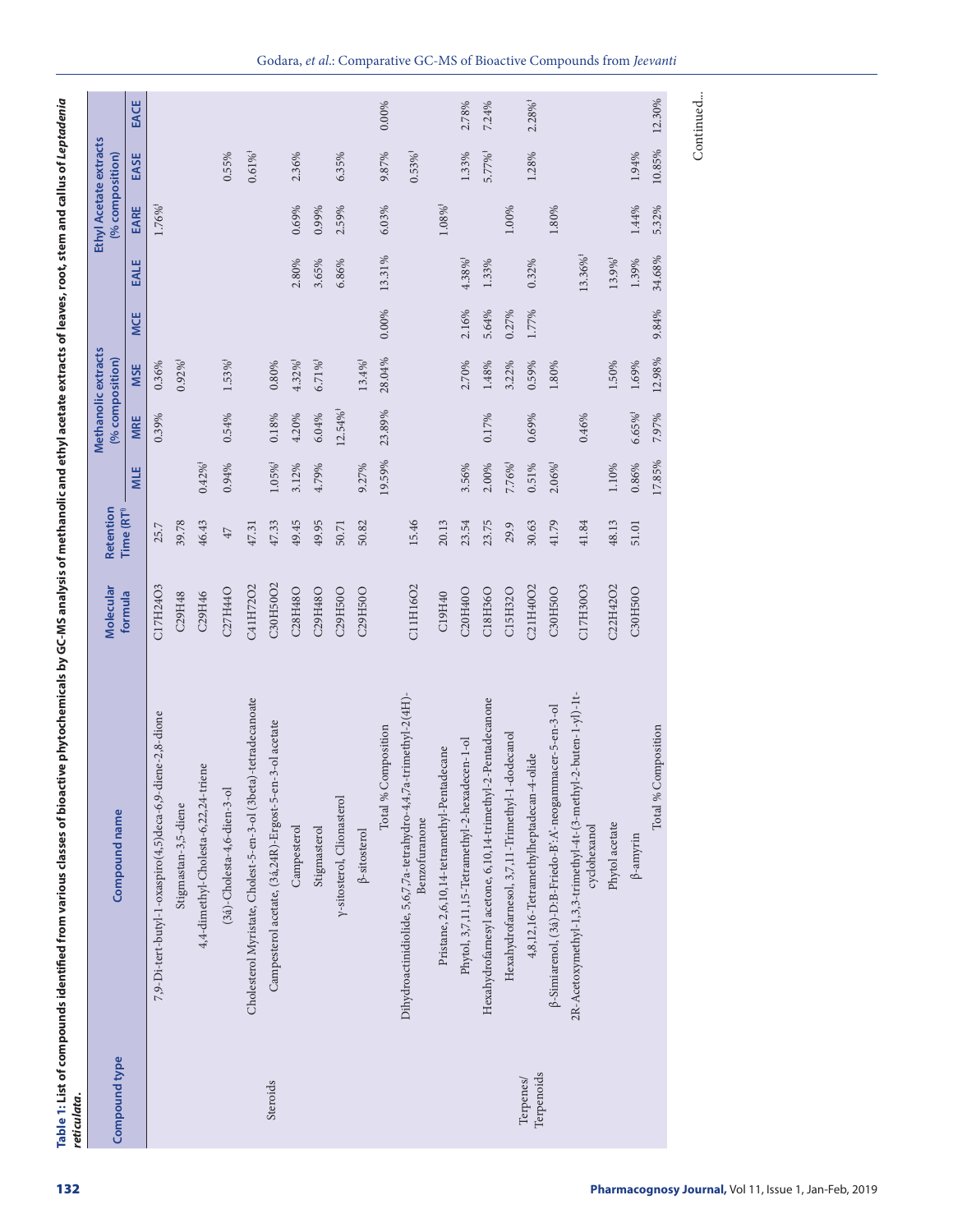**Table 1: List of compounds identified from various classes of bioactive phytochemicals by GC-MS analysis of methanolic and ethyl acetate extracts of leaves, root, stem and callus of *Leptadenia reticulata*.**

| Compound type | Compound name | Molecular formula | Retention Time (RT)[θ] | Methanolic extracts (% composition) | | | | Ethyl Acetate extracts (% composition) | | | |
|---|---|---|---|---|---|---|---|---|---|---|---|
| | | | | MLE | MRE | MSE | MCE | EALE | EARE | EASE | EACE |
| Steroids | 7,9-Di-tert-butyl-1-oxaspiro(4,5)deca-6,9-diene-2,8-dione | $C_{17}H_{24}O_3$ | 25.7 | | 0.39% | 0.36% | | | 1.76%ł | | |
| | Stigmastan-3,5-diene | $C_{29}H_{48}$ | 39.78 | | | 0.92%ł | | | | | |
| | 4,4-dimethyl-Cholesta-6,22,24-triene | $C_{29}H_{46}$ | 46.43 | 0.42%ł | | | | | | | |
| | (3á)-Cholesta-4,6-dien-3-ol | $C_{27}H_{44}O$ | 47 | 0.94% | 0.54% | 1.53%ł | | | | 0.55% | |
| | Cholesterol Myristate, Cholest-5-en-3-ol (3beta)-tetradecanoate | $C_{41}H_{72}O_2$ | 47.31 | | | | | | | 0.61%ł | |
| | Campesterol acetate, (3á,24R)-Ergost-5-en-3-ol acetate | $C_{30}H_{50}O_2$ | 47.33 | 1.05%ł | 0.18% | 0.80% | | | | | |
| | Campesterol | $C_{28}H_{48}O$ | 49.45 | 3.12% | 4.20% | 4.32%ł | | 2.80% | 0.69% | 2.36% | |
| | Stigmasterol | $C_{29}H_{48}O$ | 49.95 | 4.79% | 6.04% | 6.71%ł | | 3.65% | 0.99% | | |
| | γ-sitosterol, Clionasterol | $C_{29}H_{50}O$ | 50.71 | | 12.54%ł | | | 6.86% | 2.59% | 6.35% | |
| | β-sitosterol | $C_{29}H_{50}O$ | 50.82 | 9.27% | | 13.4%ł | | | | | |
| | Total % Composition | | | 19.59% | 23.89% | 28.04% | 0.00% | 13.31% | 6.03% | 9.87% | 0.00% |
| Terpenes/ Terpenoids | Dihydroactinidiolide, 5,6,7,7a-tetrahydro-4,4,7a-trimethyl-2(4H)-Benzofuranone | $C_{11}H_{16}O_2$ | 15.46 | | | | | | | 0.53%ł | |
| | Pristane, 2,6,10,14-tetramethyl-Pentadecane | $C_{19}H_{40}$ | 20.13 | | | | | | 1.08%ł | | |
| | Phytol, 3,7,11,15-Tetramethyl-2-hexadecen-1-ol | $C_{20}H_{40}O$ | 23.54 | 3.56% | | 2.70% | 2.16% | 4.38%ł | | 1.33% | 2.78% |
| | Hexahydrofarnesyl acetone, 6,10,14-trimethyl-2-Pentadecanone | $C_{18}H_{36}O$ | 23.75 | 2.00% | 0.17% | 1.48% | 5.64% | 1.33% | | 5.77%ł | 7.24% |
| | Hexahydrofarnesol, 3,7,11-Trimethyl-1-dodecanol | $C_{15}H_{32}O$ | 29.9 | 7.76%ł | | 3.22% | 0.27% | | 1.00% | | |
| | 4,8,12,16-Tetramethylheptadecan-4-olide | $C_{21}H_{40}O_2$ | 30.63 | 0.51% | 0.69% | 0.59% | 1.77% | 0.32% | | 1.28% | 2.28%ł |
| | β-Simiarenol, (3á)-D:B-Friedo-B':A'-neogammacer-5-en-3-ol | $C_{30}H_{50}O$ | 41.79 | 2.06%ł | | 1.80% | | | 1.80% | | |
| | 2R-Acetoxymethyl-1,3,3-trimethyl-4t-(3-methyl-2-buten-1-yl)-1t-cyclohexanol | $C_{17}H_{30}O_3$ | 41.84 | | 0.46% | | | 13.36%ł | | | |
| | Phytol acetate | $C_{22}H_{42}O_2$ | 48.13 | 1.10% | | 1.50% | | 13.9%ł | | | |
| | β-amyrin | $C_{30}H_{50}O$ | 51.01 | 0.86% | 6.65%ł | 1.69% | | 1.39% | 1.44% | 1.94% | |
| | Total % Composition | | | 17.85% | 7.97% | 12.98% | 9.84% | 34.68% | 5.32% | 10.85% | 12.30% |

Continued...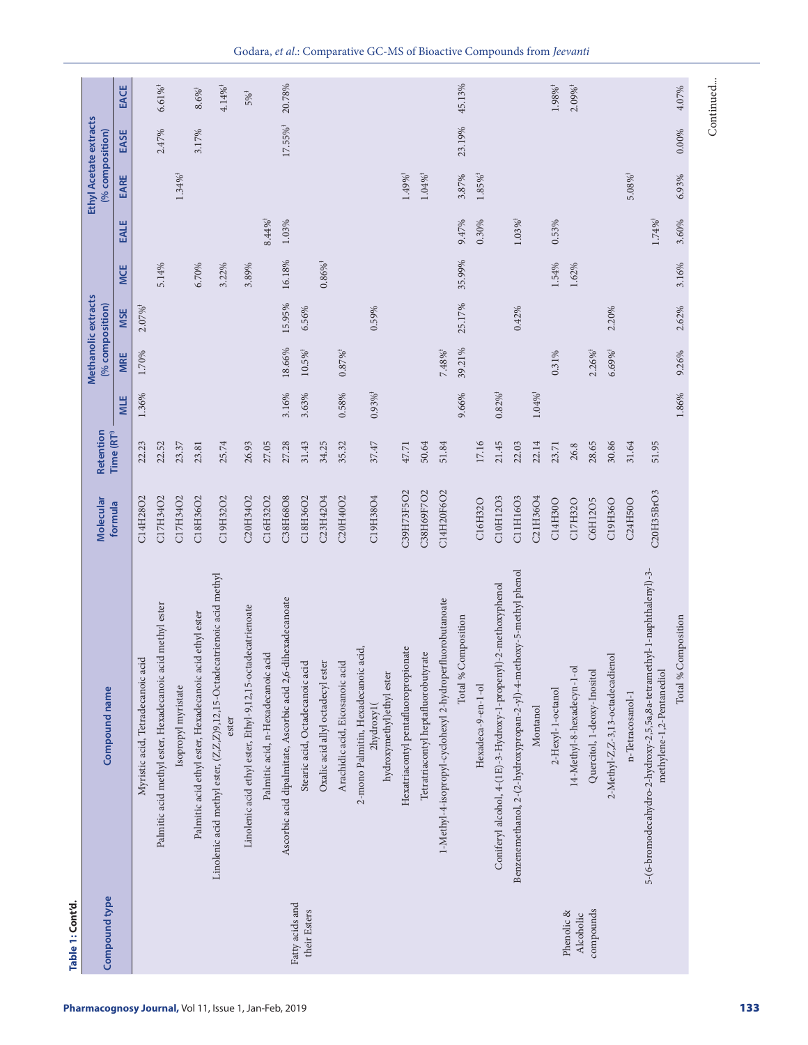**Table 1: Cont'd.**

| Compound type | Compound name | Molecular formula | Retention Time (RT) | Methanolic extracts (% composition) | | | | Ethyl Acetate extracts (% composition) | | | |
|---|---|---|---|---|---|---|---|---|---|---|---|
| | | | | MLE | MRE | MSE | MCE | EALE | EARE | EASE | EACE |
| Fatty acids and their Esters | Myristic acid, Tetradecanoic acid | C14H28O2 | 22.23 | 1.36% | 1.70% | 2.07%† | | | | | |
| | Palmitic acid methyl ester, Hexadecanoic acid methyl ester | C17H34O2 | 22.52 | | | | 5.14% | | | 2.47% | 6.61%† |
| | Isopropyl myristate | C17H34O2 | 23.37 | | | | | | 1.34%† | | |
| | Palmitic acid ethyl ester, Hexadecanoic acid ethyl ester | C18H36O2 | 23.81 | | | | 6.70% | | | 3.17% | 8.6%† |
| | Linolenic acid methyl ester, (Z,Z,Z)9,12,15-Octadecatrienoic acid methyl ester | C19H32O2 | 25.74 | | | | 3.22% | | | | 4.14%† |
| | Linolenic acid ethyl ester, Ethyl-9,12,15-octadecatrienoate | C20H34O2 | 26.93 | | | | 3.89% | | | | 5%† |
| | Palmitic acid, n-Hexadecanoic acid | C16H32O2 | 27.05 | | | | | 8.44%† | | | |
| | Ascorbic acid dipalmitate, Ascorbic acid 2,6-dihexadecanoate | C38H68O8 | 27.28 | 3.16% | 18.66% | 15.95% | 16.18% | 1.03% | | 17.55%† | 20.78% |
| | Stearic acid, Octadecanoic acid | C18H36O2 | 31.43 | 3.63% | 10.5%† | 6.56% | | | | | |
| | Oxalic acid allyl octadecyl ester | C23H42O4 | 34.25 | | | | 0.86%† | | | | |
| | Arachidic acid, Eicosanoic acid | C20H40O2 | 35.32 | 0.58% | 0.87%† | | | | | | |
| | 2-mono Palmitin, Hexadecanoic acid, 2hydroxyl( hydroxymethyl)ethyl ester | C19H38O4 | 37.47 | 0.93%† | | 0.59% | | | | | |
| | Hexatriacontyl pentafluoropropionate | C39H73F5O2 | 47.71 | | | | | | 1.49%† | | |
| | Tetratriacontyl heptafluorobutyrate | C38H69F7O2 | 50.64 | | | | | | 1.04%† | | |
| | 1-Methyl-4-isopropyl-cyclohexyl 2-hydroperfluorobutanoate | C14H20F6O2 | 51.84 | | 7.48%† | | | | | | |
| | Total % Composition | | | 9.66% | 39.21% | 25.17% | 35.99% | 9.47% | 3.87% | 23.19% | 45.13% |
| Phenolic & Alcoholic compounds | Hexadeca-9-en-1-ol | C16H32O | 17.16 | | | | | 0.30% | 1.85%† | | |
| | Coniferyl alcohol, 4-(1E)-3-Hydroxy-1-propenyl)-2-methoxyphenol | C10H12O3 | 21.45 | 0.82%† | | | | | | | |
| | Benzenemethanol, 2-(2-hydroxypropan-2-yl)-4-methoxy-5-methyl phenol | C11H16O3 | 22.03 | | | 0.42% | | 1.03%† | | | |
| | Montanol | C21H36O4 | 22.14 | 1.04%† | | | | | | | |
| | 2-Hexyl-1-octanol | C14H30O | 23.71 | | 0.31% | | 1.54% | 0.53% | | | 1.98%† |
| | 14-Methyl-8-hexadecyn-1-ol | C17H32O | 26.8 | | | | 1.62% | | | | 2.09%† |
| | Quercitol, 1-deoxy-Inositol | C6H12O5 | 28.65 | | 2.26%† | | | | | | |
| | 2-Methyl-Z,Z-3,13-octadecadienol | C19H36O | 30.86 | | 6.69%† | 2.20% | | | | | |
| | n-Tetracosanol-1 | C24H50O | 31.64 | | | | | | 5.08%† | | |
| | 5-(6-bromodecahydro-2-hydroxy-2,5,5a,8a-tetramethyl-1-naphthalenyl)-3-methylene-1,2-Pentanediol | C20H35BrO3 | 51.95 | | | | | 1.74%† | | | |
| | Total % Composition | | | 1.86% | 9.26% | 2.62% | 3.16% | 3.60% | 6.93% | 0.00% | 4.07% |

Continued...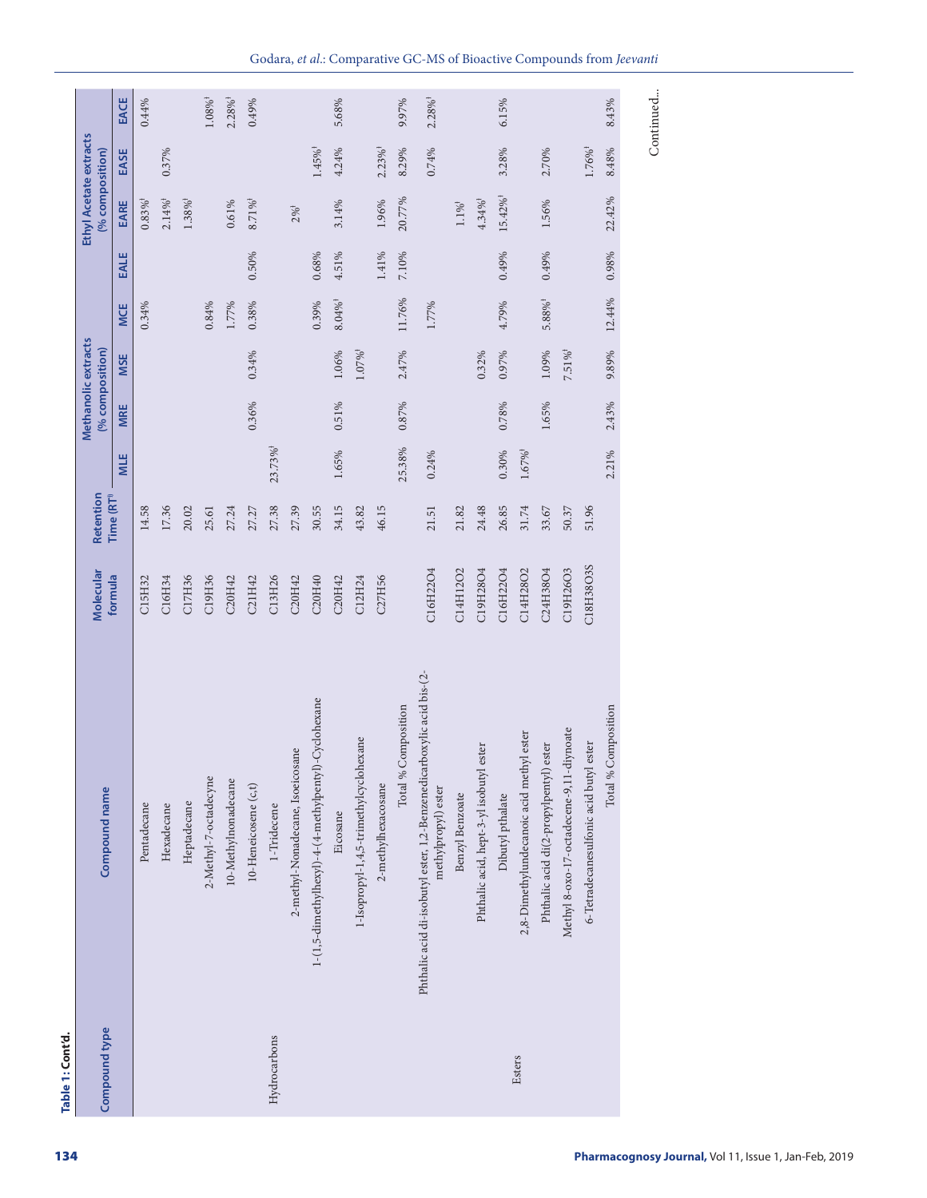**Table 1: Cont'd.**

| Compound type | Compound name | Molecular formula | Retention Time (RT) | Methanolic extracts (% composition) | | | | Ethyl Acetate extracts (% composition) | | | |
|---|---|---|---|---|---|---|---|---|---|---|---|
| | | | | MLE | MRE | MSE | MCE | EALE | EARE | EASE | EACE |
| | Pentadecane | C15H32 | 14.58 | | | | 0.34% | | 0.83%[1] | | 0.44% |
| | Hexadecane | C16H34 | 17.36 | | | | | | 2.14%[1] | 0.37% | |
| | Heptadecane | C17H36 | 20.02 | | | | | | 1.38%[1] | | |
| | 2-Methyl-7-octadecyne | C19H36 | 25.61 | | | | 0.84% | | | | 1.08%[1] |
| | 10-Methylnonadecane | C20H42 | 27.24 | | | | 1.77% | | 0.61% | | 2.28%[1] |
| | 10-Heneicosene (c,t) | C21H42 | 27.27 | | 0.36% | 0.34% | 0.38% | 0.50% | 8.71%[1] | | 0.49% |
| Hydrocarbons | 1-Tridecene | C13H26 | 27.38 | 23.73%[1] | | | | | | | |
| | 2-methyl-Nonadecane, Isoeicosane | C20H42 | 27.39 | | | | | | 2%[1] | | |
| | 1-(1,5-dimethylhexyl)-4-(4-methylpentyl)-Cyclohexane | C20H40 | 30.55 | | | | 0.39% | 0.68% | | 1.45%[1] | |
| | Eicosane | C20H42 | 34.15 | 1.65% | 0.51% | 1.06% | 8.04%[1] | 4.51% | 3.14% | 4.24% | 5.68% |
| | 1-Isopropyl-1,4,5-trimethylcyclohexane | C12H24 | 43.82 | | | 1.07%[1] | | | | | |
| | 2-methylhexacosane | C27H56 | 46.15 | | | | | 1.41% | 1.96% | 2.23%[1] | |
| | Total % Composition | | | 25.38% | 0.87% | 2.47% | 11.76% | 7.10% | 20.77% | 8.29% | 9.97% |
| | Phthalic acid di-isobutyl ester, 1,2-Benzenedicarboxylic acid bis-(2-methylpropyl) ester | C16H22O4 | 21.51 | 0.24% | | | 1.77% | | | 0.74% | 2.28%[1] |
| | Benzyl Benzoate | C14H12O2 | 21.82 | | | | | | 1.1%[1] | | |
| | Phthalic acid, hept-3-yl isobutyl ester | C19H28O4 | 24.48 | | | 0.32% | | | 4.34%[1] | | |
| Esters | Dibutyl pthalate | C16H22O4 | 26.85 | 0.30% | 0.78% | 0.97% | 4.79% | 0.49% | 15.42%[1] | 3.28% | 6.15% |
| | 2,8-Dimethylundecanoic acid methyl ester | C14H28O2 | 31.74 | 1.67%[1] | | | | | | | |
| | Phthalic acid di(2-propylpentyl) ester | C24H38O4 | 33.67 | | 1.65% | 1.09% | 5.88%[1] | 0.49% | 1.56% | 2.70% | |
| | Methyl 8-oxo-17-octadecene-9,11-diynoate | C19H26O3 | 50.37 | | | 7.51%[1] | | | | | |
| | 6-Tetradecanesulfonic acid butyl ester | C18H38O3S | 51.96 | | | | | | | 1.76%[1] | |
| | Total % Composition | | | 2.21% | 2.43% | 9.89% | 12.44% | 0.98% | 22.42% | 8.48% | 8.43% |

Continued...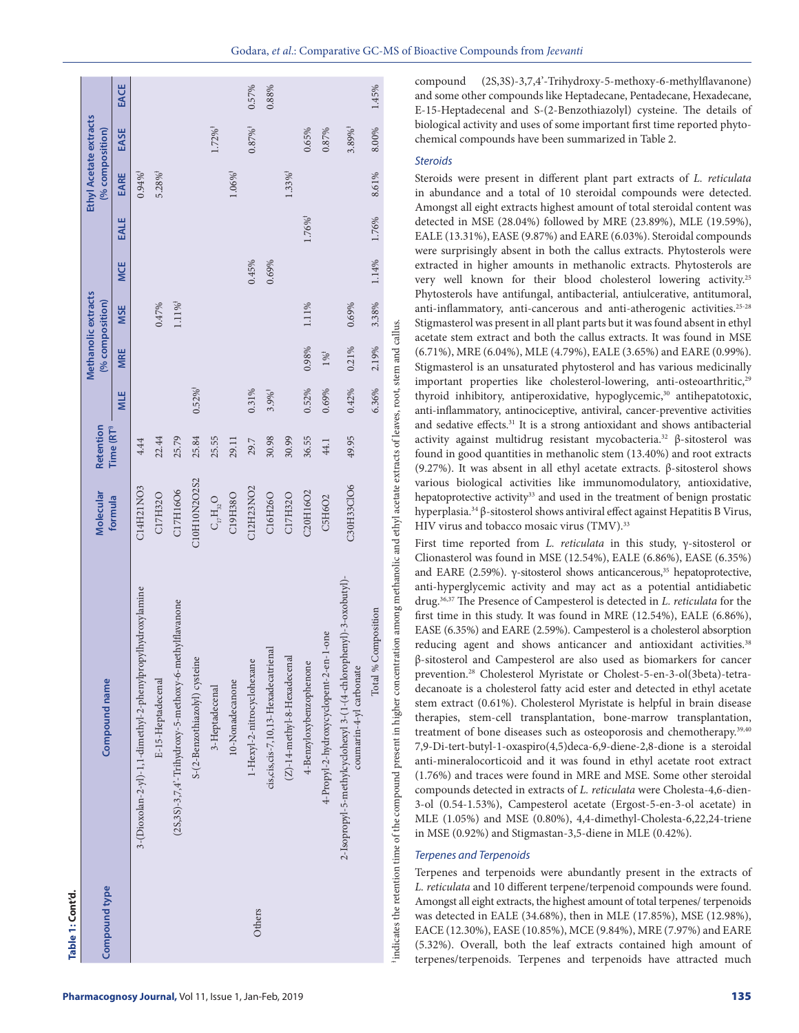**Table 1: Cont'd.**

| Compound type | Compound name | Molecular formula | Retention Time (RT)[ǂ] | Methanolic extracts (% composition) | | | | Ethyl Acetate extracts (% composition) | | | |
|---|---|---|---|---|---|---|---|---|---|---|---|
| | | | | MLE | MRE | MSE | MCE | EALE | EARE | EASE | EACE |
| | 3-(Dioxolan-2-yl)-1,1-dimethyl-2-phenylpropylhydroxylamine | C14H21NO3 | 4.44 | | | | | | 0.94%ǂ | | |
| | E-15-Heptadecenal | C17H32O | 22.44 | | | 0.47% | | | 5.28%ǂ | | |
| | (2S,3S)-3,7,4'-Trihydroxy-5-methoxy-6-methylflavanone | C17H16O6 | 25.79 | | | 1.11%ǂ | | | | | |
| | S-(2-Benzothiazolyl) cysteine | C10H10N2O2S2 | 25.84 | 0.52%ǂ | | | | | | | |
| | 3-Heptadecenal | $C_{17}H_{32}O$ | 25.55 | | | | | | | 1.72%ǂ | |
| | 10-Nonadecanone | C19H38O | 29.11 | | | | | | 1.06%ǂ | | |
| Others | 1-Hexyl-2-nitrocyclohexane | C12H23NO2 | 29.7 | 0.31% | | | 0.45% | | | 0.87%ǂ | 0.57% |
| | cis,cis,cis-7,10,13-Hexadecatrienal | C16H26O | 30.98 | 3.9%ǂ | | | 0.69% | | | | 0.88% |
| | (Z)-14-methyl-8-Hexadecenal | C17H32O | 30.99 | | | | | | 1.33%ǂ | | |
| | 4-Benzyloxybenzophenone | C20H16O2 | 36.55 | 0.52% | 0.98% | 1.11% | | 1.76%ǂ | | 0.65% | |
| | 4-Propyl-2-hydroxycyclopent-2-en-1-one | C5H6O2 | 44.1 | 0.69% | 1%ǂ | | | | | 0.87% | |
| | 2-Isopropyl-5-methylcyclohexyl 3-(1-(4-chlorophenyl)-3-oxobutyl)-coumarin-4-yl carbonate | C30H33ClO6 | 49.95 | 0.42% | 0.21% | 0.69% | | | | 3.89%ǂ | |
| | Total % Composition | | | 6.36% | 2.19% | 3.38% | 1.14% | 1.76% | 8.61% | 8.00% | 1.45% |

ǂindicates the retention time of the compound present in higher concentration among methanolic and ethyl acetate extracts of leaves, root, stem and callus.

compound (2S,3S)-3,7,4'-Trihydroxy-5-methoxy-6-methylflavanone) and some other compounds like Heptadecane, Pentadecane, Hexadecane, E-15-Heptadecenal and S-(2-Benzothiazolyl) cysteine. The details of biological activity and uses of some important first time reported phytochemical compounds have been summarized in Table 2.

### *Steroids*

Steroids were present in different plant part extracts of *L. reticulata* in abundance and a total of 10 steroidal compounds were detected. Amongst all eight extracts highest amount of total steroidal content was detected in MSE (28.04%) followed by MRE (23.89%), MLE (19.59%), EALE (13.31%), EASE (9.87%) and EARE (6.03%). Steroidal compounds were surprisingly absent in both the callus extracts. Phytosterols were extracted in higher amounts in methanolic extracts. Phytosterols are very well known for their blood cholesterol lowering activity.[25] Phytosterols have antifungal, antibacterial, antiulcerative, antitumoral, anti-inflammatory, anti-cancerous and anti-atherogenic activities.[25-28] Stigmasterol was present in all plant parts but it was found absent in ethyl acetate stem extract and both the callus extracts. It was found in MSE (6.71%), MRE (6.04%), MLE (4.79%), EALE (3.65%) and EARE (0.99%). Stigmasterol is an unsaturated phytosterol and has various medicinally important properties like cholesterol-lowering, anti-osteoarthritic,[29] thyroid inhibitory, antiperoxidative, hypoglycemic,[30] antihepatotoxic, anti-inflammatory, antinociceptive, antiviral, cancer-preventive activities and sedative effects.[31] It is a strong antioxidant and shows antibacterial activity against multidrug resistant mycobacteria.[32] β-sitosterol was found in good quantities in methanolic stem (13.40%) and root extracts (9.27%). It was absent in all ethyl acetate extracts. β-sitosterol shows various biological activities like immunomodulatory, antioxidative, hepatoprotective activity[33] and used in the treatment of benign prostatic hyperplasia.[34] β-sitosterol shows antiviral effect against Hepatitis B Virus, HIV virus and tobacco mosaic virus (TMV).[33]

First time reported from *L. reticulata* in this study, γ-sitosterol or Clionasterol was found in MSE (12.54%), EALE (6.86%), EASE (6.35%) and EARE (2.59%). γ-sitosterol shows anticancerous,[35] hepatoprotective, anti-hyperglycemic activity and may act as a potential antidiabetic drug.[36,37] The Presence of Campesterol is detected in *L. reticulata* for the first time in this study. It was found in MRE (12.54%), EALE (6.86%), EASE (6.35%) and EARE (2.59%). Campesterol is a cholesterol absorption reducing agent and shows anticancer and antioxidant activities.[38] β-sitosterol and Campesterol are also used as biomarkers for cancer prevention.[28] Cholesterol Myristate or Cholest-5-en-3-ol(3beta)-tetradecanoate is a cholesterol fatty acid ester and detected in ethyl acetate stem extract (0.61%). Cholesterol Myristate is helpful in brain disease therapies, stem-cell transplantation, bone-marrow transplantation, treatment of bone diseases such as osteoporosis and chemotherapy.[39,40] 7,9-Di-tert-butyl-1-oxaspiro(4,5)deca-6,9-diene-2,8-dione is a steroidal anti-mineralocorticoid and it was found in ethyl acetate root extract (1.76%) and traces were found in MRE and MSE. Some other steroidal compounds detected in extracts of *L. reticulata* were Cholesta-4,6-dien-3-ol (0.54-1.53%), Campesterol acetate (Ergost-5-en-3-ol acetate) in MLE (1.05%) and MSE (0.80%), 4,4-dimethyl-Cholesta-6,22,24-triene in MSE (0.92%) and Stigmastan-3,5-diene in MLE (0.42%).

### *Terpenes and Terpenoids*

Terpenes and terpenoids were abundantly present in the extracts of *L. reticulata* and 10 different terpene/terpenoid compounds were found. Amongst all eight extracts, the highest amount of total terpenes/ terpenoids was detected in EALE (34.68%), then in MLE (17.85%), MSE (12.98%), EACE (12.30%), EASE (10.85%), MCE (9.84%), MRE (7.97%) and EARE (5.32%). Overall, both the leaf extracts contained high amount of terpenes/terpenoids. Terpenes and terpenoids have attracted much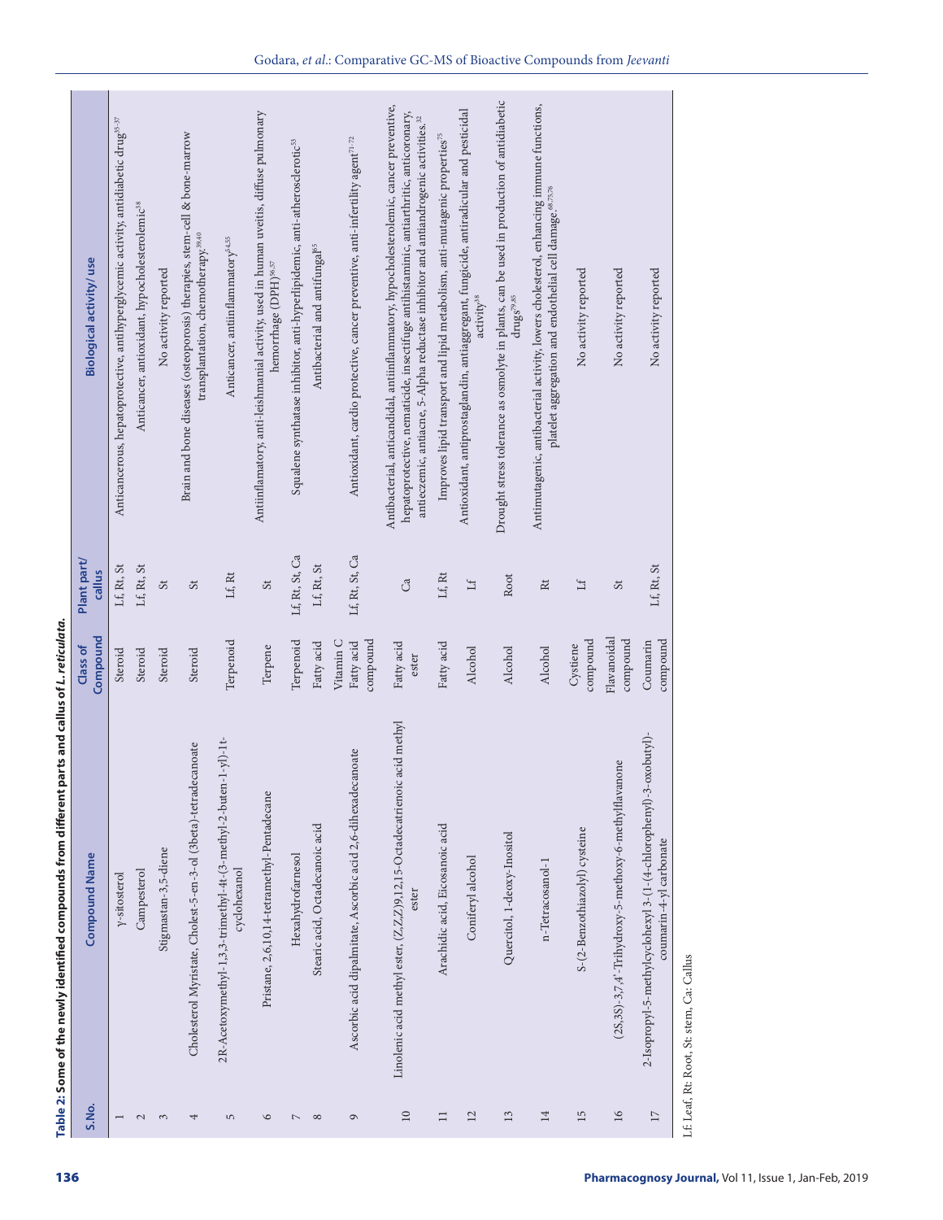**Table 2: Some of the newly identified compounds from different parts and callus of *L. reticulata*.**

| S.No. | Compound Name | Class of Compound | Plant part/ callus | Biological activity/ use |
|---|---|---|---|---|
| 1 | γ-sitosterol | Steroid | Lf, Rt, St | Anticancerous, hepatoprotective, antihyperglycemic activity, antidiabetic drug[35-37] |
| 2 | Campesterol | Steroid | Lf, Rt, St | Anticancer, antioxidant, hypocholesterolemic[38] |
| 3 | Stigmastan-3,5-diene | Steroid | St | No activity reported |
| 4 | Cholesterol Myristate, Cholest-5-en-3-ol (3beta)-tetradecanoate | Steroid | St | Brain and bone diseases (osteoporosis) therapies, stem-cell & bone-marrow transplantation, chemotherapy.[39,40] |
| 5 | 2R-Acetoxymethyl-1,3,3-trimethyl-4t-(3-methyl-2-buten-1-yl)-1t-cyclohexanol | Terpenoid | Lf, Rt | Anticancer, antiinflammatory[54,55] |
| 6 | Pristane, 2,6,10,14-tetramethyl-Pentadecane | Terpene | St | Antiinflamatory, anti-leishmanial activity, used in human uveitis, diffuse pulmonary hemorrhage (DPH)[56,57] |
| 7 | Hexahydrofarnesol | Terpenoid | Lf, Rt, St, Ca | Squalene synthatase inhibitor, anti-hyperlipidemic, anti-atherosclerotic[53] |
| 8 | Stearic acid, Octadecanoic acid | Fatty acid | Lf, Rt, St | Antibacterial and antifungal[65] |
| 9 | Ascorbic acid dipalmitate, Ascorbic acid 2,6-dihexadecanoate | Vitamin C Fatty acid compound | Lf, Rt, St, Ca | Antioxidant, cardio protective, cancer preventive, anti-infertility agent[71-72] |
| 10 | Linolenic acid methyl ester, (Z,Z,Z)9,12,15-Octadecatrienoic acid methyl ester | Fatty acid ester | Ca | Antibacterial, anticandidal, antiinflammatory, hypocholesterolemic, cancer preventive, hepatoprotective, nematicide, insectifuge antihistaminic, antiarthritic, anticoronary, antieczemic, antiacne, 5-Alpha reductase inhibitor and antiandrogenic activities.[32] |
| 11 | Arachidic acid, Eicosanoic acid | Fatty acid | Lf, Rt | Improves lipid transport and lipid metabolism, anti-mutagenic properties[75] |
| 12 | Coniferyl alcohol | Alcohol | Lf | Antioxidant, antiprostaglandin, antiaggregant, fungicide, antiradicular and pesticidal activity[38] |
| 13 | Quercitol, 1-deoxy-Inositol | Alcohol | Root | Drought stress tolerance as osmolyte in plants, can be used in production of antidiabetic drugs[79,85] |
| 14 | n-Tetracosanol-1 | Alcohol | Rt | Antimutagenic, antibacterial activity, lowers cholesterol, enhancing immune functions, platelet aggregation and endothelial cell damage.[68,75,76] |
| 15 | S-(2-Benzothiazolyl) cysteine | Cystiene compound | Lf | No activity reported |
| 16 | (2S,3S)-3,7,4'-Trihydroxy-5-methoxy-6-methylflavanone | Flavanoidal compound | St | No activity reported |
| 17 | 2-Isopropyl-5-methylcyclohexyl 3-(1-(4-chlorophenyl)-3-oxobutyl)-coumarin-4-yl carbonate | Coumarin compound | Lf, Rt, St | No activity reported |

Lf: Leaf, Rt: Root, St: stem, Ca: Callus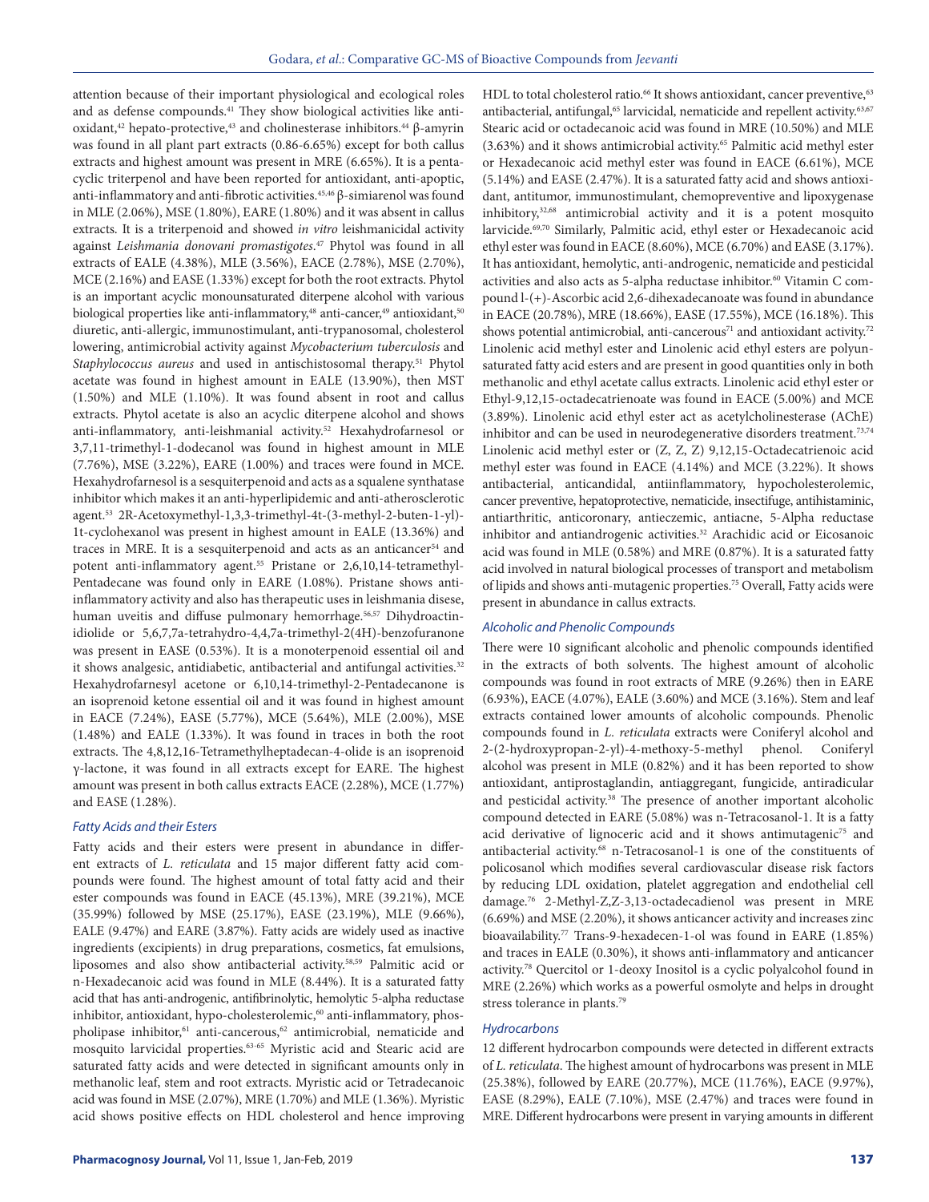attention because of their important physiological and ecological roles and as defense compounds.[41] They show biological activities like anti-oxidant,[42] hepato-protective,[43] and cholinesterase inhibitors.[44] β-amyrin was found in all plant part extracts (0.86-6.65%) except for both callus extracts and highest amount was present in MRE (6.65%). It is a pentacyclic triterpenol and have been reported for antioxidant, anti-apoptic, anti-inflammatory and anti-fibrotic activities.[45,46] β-simiarenol was found in MLE (2.06%), MSE (1.80%), EARE (1.80%) and it was absent in callus extracts. It is a triterpenoid and showed *in vitro* leishmanicidal activity against *Leishmania donovani promastigotes*.[47] Phytol was found in all extracts of EALE (4.38%), MLE (3.56%), EACE (2.78%), MSE (2.70%), MCE (2.16%) and EASE (1.33%) except for both the root extracts. Phytol is an important acyclic monounsaturated diterpene alcohol with various biological properties like anti-inflammatory,[48] anti-cancer,[49] antioxidant,[50] diuretic, anti-allergic, immunostimulant, anti-trypanosomal, cholesterol lowering, antimicrobial activity against *Mycobacterium tuberculosis* and *Staphylococcus aureus* and used in antischistosomal therapy.[51] Phytol acetate was found in highest amount in EALE (13.90%), then MST (1.50%) and MLE (1.10%). It was found absent in root and callus extracts. Phytol acetate is also an acyclic diterpene alcohol and shows anti-inflammatory, anti-leishmanial activity.[52] Hexahydrofarnesol or 3,7,11-trimethyl-1-dodecanol was found in highest amount in MLE (7.76%), MSE (3.22%), EARE (1.00%) and traces were found in MCE. Hexahydrofarnesol is a sesquiterpenoid and acts as a squalene synthatase inhibitor which makes it an anti-hyperlipidemic and anti-atherosclerotic agent.[53] 2R-Acetoxymethyl-1,3,3-trimethyl-4t-(3-methyl-2-buten-1-yl)-1t-cyclohexanol was present in highest amount in EALE (13.36%) and traces in MRE. It is a sesquiterpenoid and acts as an anticancer[54] and potent anti-inflammatory agent.[55] Pristane or 2,6,10,14-tetramethyl-Pentadecane was found only in EARE (1.08%). Pristane shows anti-inflammatory activity and also has therapeutic uses in leishmania disese, human uveitis and diffuse pulmonary hemorrhage.[56,57] Dihydroactinidiolide or 5,6,7,7a-tetrahydro-4,4,7a-trimethyl-2(4H)-benzofuranone was present in EASE (0.53%). It is a monoterpenoid essential oil and it shows analgesic, antidiabetic, antibacterial and antifungal activities.[32] Hexahydrofarnesyl acetone or 6,10,14-trimethyl-2-Pentadecanone is an isoprenoid ketone essential oil and it was found in highest amount in EACE (7.24%), EASE (5.77%), MCE (5.64%), MLE (2.00%), MSE (1.48%) and EALE (1.33%). It was found in traces in both the root extracts. The 4,8,12,16-Tetramethylheptadecan-4-olide is an isoprenoid γ-lactone, it was found in all extracts except for EARE. The highest amount was present in both callus extracts EACE (2.28%), MCE (1.77%) and EASE (1.28%).

### *Fatty Acids and their Esters*

Fatty acids and their esters were present in abundance in different extracts of *L. reticulata* and 15 major different fatty acid compounds were found. The highest amount of total fatty acid and their ester compounds was found in EACE (45.13%), MRE (39.21%), MCE (35.99%) followed by MSE (25.17%), EASE (23.19%), MLE (9.66%), EALE (9.47%) and EARE (3.87%). Fatty acids are widely used as inactive ingredients (excipients) in drug preparations, cosmetics, fat emulsions, liposomes and also show antibacterial activity.[58,59] Palmitic acid or n-Hexadecanoic acid was found in MLE (8.44%). It is a saturated fatty acid that has anti-androgenic, antifibrinolytic, hemolytic 5-alpha reductase inhibitor, antioxidant, hypo-cholesterolemic,[60] anti-inflammatory, phospholipase inhibitor,[61] anti-cancerous,[62] antimicrobial, nematicide and mosquito larvicidal properties.[63-65] Myristic acid and Stearic acid are saturated fatty acids and were detected in significant amounts only in methanolic leaf, stem and root extracts. Myristic acid or Tetradecanoic acid was found in MSE (2.07%), MRE (1.70%) and MLE (1.36%). Myristic acid shows positive effects on HDL cholesterol and hence improving HDL to total cholesterol ratio.[66] It shows antioxidant, cancer preventive,[63] antibacterial, antifungal,[65] larvicidal, nematicide and repellent activity.[63,67] Stearic acid or octadecanoic acid was found in MRE (10.50%) and MLE (3.63%) and it shows antimicrobial activity.[65] Palmitic acid methyl ester or Hexadecanoic acid methyl ester was found in EACE (6.61%), MCE (5.14%) and EASE (2.47%). It is a saturated fatty acid and shows antioxidant, antitumor, immunostimulant, chemopreventive and lipoxygenase inhibitory,[32,68] antimicrobial activity and it is a potent mosquito larvicide.[69,70] Similarly, Palmitic acid, ethyl ester or Hexadecanoic acid ethyl ester was found in EACE (8.60%), MCE (6.70%) and EASE (3.17%). It has antioxidant, hemolytic, anti-androgenic, nematicide and pesticidal activities and also acts as 5-alpha reductase inhibitor.[60] Vitamin C compound l-(+)-Ascorbic acid 2,6-dihexadecanoate was found in abundance in EACE (20.78%), MRE (18.66%), EASE (17.55%), MCE (16.18%). This shows potential antimicrobial, anti-cancerous[71] and antioxidant activity.[72] Linolenic acid methyl ester and Linolenic acid ethyl esters are polyunsaturated fatty acid esters and are present in good quantities only in both methanolic and ethyl acetate callus extracts. Linolenic acid ethyl ester or Ethyl-9,12,15-octadecatrienoate was found in EACE (5.00%) and MCE (3.89%). Linolenic acid ethyl ester act as acetylcholinesterase (AChE) inhibitor and can be used in neurodegenerative disorders treatment.[73,74] Linolenic acid methyl ester or (Z, Z, Z) 9,12,15-Octadecatrienoic acid methyl ester was found in EACE (4.14%) and MCE (3.22%). It shows antibacterial, anticandidal, antiinflammatory, hypocholesterolemic, cancer preventive, hepatoprotective, nematicide, insectifuge, antihistaminic, antiarthritic, anticoronary, antieczemic, antiacne, 5-Alpha reductase inhibitor and antiandrogenic activities.[32] Arachidic acid or Eicosanoic acid was found in MLE (0.58%) and MRE (0.87%). It is a saturated fatty acid involved in natural biological processes of transport and metabolism of lipids and shows anti-mutagenic properties.[75] Overall, Fatty acids were present in abundance in callus extracts.

### *Alcoholic and Phenolic Compounds*

There were 10 significant alcoholic and phenolic compounds identified in the extracts of both solvents. The highest amount of alcoholic compounds was found in root extracts of MRE (9.26%) then in EARE (6.93%), EACE (4.07%), EALE (3.60%) and MCE (3.16%). Stem and leaf extracts contained lower amounts of alcoholic compounds. Phenolic compounds found in *L. reticulata* extracts were Coniferyl alcohol and 2-(2-hydroxypropan-2-yl)-4-methoxy-5-methyl phenol. Coniferyl alcohol was present in MLE (0.82%) and it has been reported to show antioxidant, antiprostaglandin, antiaggregant, fungicide, antiradicular and pesticidal activity.[38] The presence of another important alcoholic compound detected in EARE (5.08%) was n-Tetracosanol-1. It is a fatty acid derivative of lignoceric acid and it shows antimutagenic[75] and antibacterial activity.[68] n-Tetracosanol-1 is one of the constituents of policosanol which modifies several cardiovascular disease risk factors by reducing LDL oxidation, platelet aggregation and endothelial cell damage.[76] 2-Methyl-Z,Z-3,13-octadecadienol was present in MRE (6.69%) and MSE (2.20%), it shows anticancer activity and increases zinc bioavailability.[77] Trans-9-hexadecen-1-ol was found in EARE (1.85%) and traces in EALE (0.30%), it shows anti-inflammatory and anticancer activity.[78] Quercitol or 1-deoxy Inositol is a cyclic polyalcohol found in MRE (2.26%) which works as a powerful osmolyte and helps in drought stress tolerance in plants.[79]

### *Hydrocarbons*

12 different hydrocarbon compounds were detected in different extracts of *L. reticulata*. The highest amount of hydrocarbons was present in MLE (25.38%), followed by EARE (20.77%), MCE (11.76%), EACE (9.97%), EASE (8.29%), EALE (7.10%), MSE (2.47%) and traces were found in MRE. Different hydrocarbons were present in varying amounts in different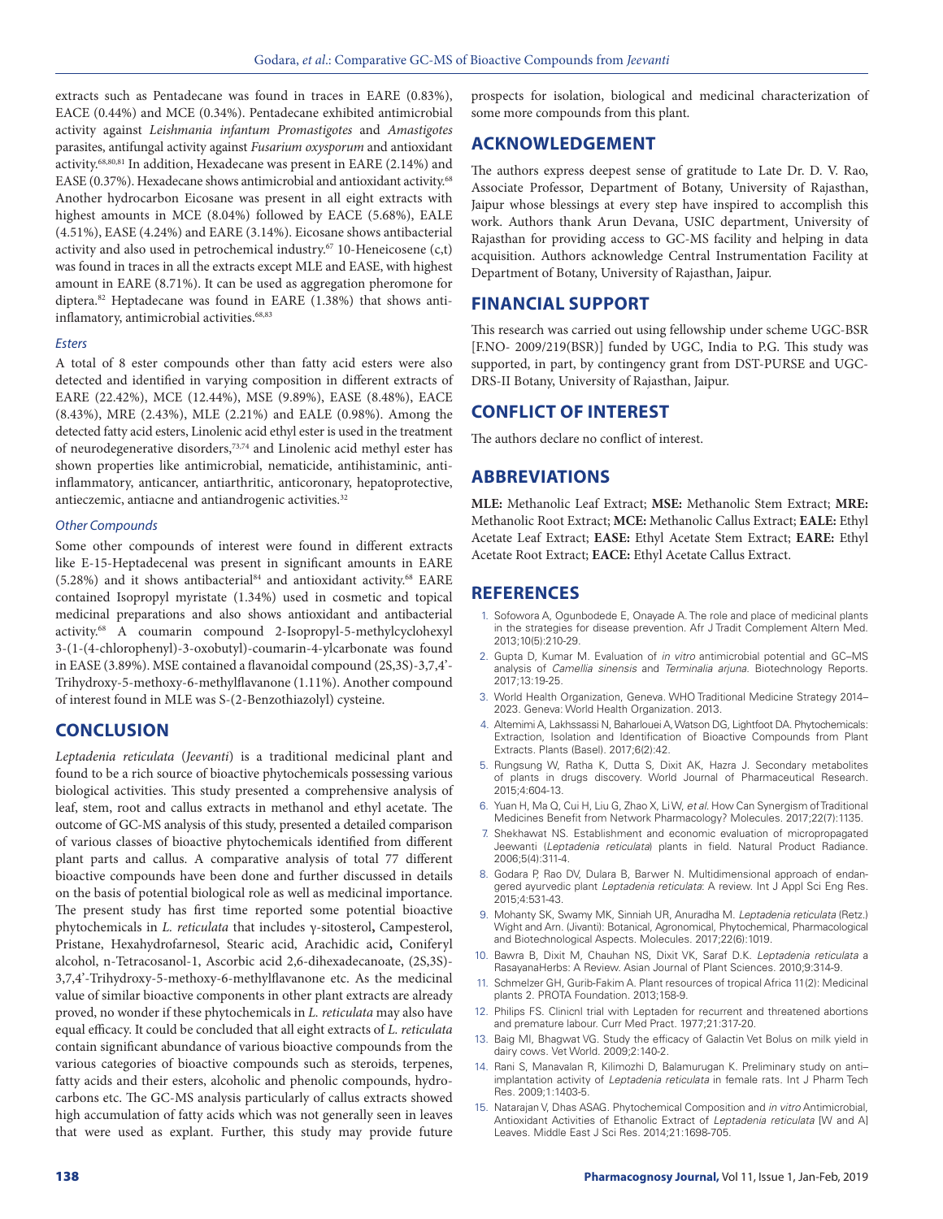extracts such as Pentadecane was found in traces in EARE (0.83%), EACE (0.44%) and MCE (0.34%). Pentadecane exhibited antimicrobial activity against *Leishmania infantum Promastigotes* and *Amastigotes* parasites, antifungal activity against *Fusarium oxysporum* and antioxidant activity.[68,80,81] In addition, Hexadecane was present in EARE (2.14%) and EASE (0.37%). Hexadecane shows antimicrobial and antioxidant activity.[68] Another hydrocarbon Eicosane was present in all eight extracts with highest amounts in MCE (8.04%) followed by EACE (5.68%), EALE (4.51%), EASE (4.24%) and EARE (3.14%). Eicosane shows antibacterial activity and also used in petrochemical industry.[67] 10-Heneicosene (c,t) was found in traces in all the extracts except MLE and EASE, with highest amount in EARE (8.71%). It can be used as aggregation pheromone for diptera.[82] Heptadecane was found in EARE (1.38%) that shows anti-inflamatory, antimicrobial activities.[68,83]

### *Esters*

A total of 8 ester compounds other than fatty acid esters were also detected and identified in varying composition in different extracts of EARE (22.42%), MCE (12.44%), MSE (9.89%), EASE (8.48%), EACE (8.43%), MRE (2.43%), MLE (2.21%) and EALE (0.98%). Among the detected fatty acid esters, Linolenic acid ethyl ester is used in the treatment of neurodegenerative disorders,[73,74] and Linolenic acid methyl ester has shown properties like antimicrobial, nematicide, antihistaminic, anti-inflammatory, anticancer, antiarthritic, anticoronary, hepatoprotective, antieczemic, antiacne and antiandrogenic activities.[32]

### *Other Compounds*

Some other compounds of interest were found in different extracts like E-15-Heptadecenal was present in significant amounts in EARE (5.28%) and it shows antibacterial[84] and antioxidant activity.[68] EARE contained Isopropyl myristate (1.34%) used in cosmetic and topical medicinal preparations and also shows antioxidant and antibacterial activity.[68] A coumarin compound 2-Isopropyl-5-methylcyclohexyl 3-(1-(4-chlorophenyl)-3-oxobutyl)-coumarin-4-ylcarbonate was found in EASE (3.89%). MSE contained a flavanoidal compound (2S,3S)-3,7,4'-Trihydroxy-5-methoxy-6-methylflavanone (1.11%). Another compound of interest found in MLE was S-(2-Benzothiazolyl) cysteine.

## CONCLUSION

*Leptadenia reticulata* (*Jeevanti*) is a traditional medicinal plant and found to be a rich source of bioactive phytochemicals possessing various biological activities. This study presented a comprehensive analysis of leaf, stem, root and callus extracts in methanol and ethyl acetate. The outcome of GC-MS analysis of this study, presented a detailed comparison of various classes of bioactive phytochemicals identified from different plant parts and callus. A comparative analysis of total 77 different bioactive compounds have been done and further discussed in details on the basis of potential biological role as well as medicinal importance. The present study has first time reported some potential bioactive phytochemicals in *L. reticulata* that includes γ-sitosterol**,** Campesterol, Pristane, Hexahydrofarnesol, Stearic acid, Arachidic acid**,** Coniferyl alcohol, n-Tetracosanol-1, Ascorbic acid 2,6-dihexadecanoate, (2S,3S)-3,7,4'-Trihydroxy-5-methoxy-6-methylflavanone etc. As the medicinal value of similar bioactive components in other plant extracts are already proved, no wonder if these phytochemicals in *L. reticulata* may also have equal efficacy. It could be concluded that all eight extracts of *L. reticulata* contain significant abundance of various bioactive compounds from the various categories of bioactive compounds such as steroids, terpenes, fatty acids and their esters, alcoholic and phenolic compounds, hydrocarbons etc. The GC-MS analysis particularly of callus extracts showed high accumulation of fatty acids which was not generally seen in leaves that were used as explant. Further, this study may provide future prospects for isolation, biological and medicinal characterization of some more compounds from this plant.

## ACKNOWLEDGEMENT

The authors express deepest sense of gratitude to Late Dr. D. V. Rao, Associate Professor, Department of Botany, University of Rajasthan, Jaipur whose blessings at every step have inspired to accomplish this work. Authors thank Arun Devana, USIC department, University of Rajasthan for providing access to GC-MS facility and helping in data acquisition. Authors acknowledge Central Instrumentation Facility at Department of Botany, University of Rajasthan, Jaipur.

## FINANCIAL SUPPORT

This research was carried out using fellowship under scheme UGC-BSR [F.NO- 2009/219(BSR)] funded by UGC, India to P.G. This study was supported, in part, by contingency grant from DST-PURSE and UGC-DRS-II Botany, University of Rajasthan, Jaipur.

## CONFLICT OF INTEREST

The authors declare no conflict of interest.

## ABBREVIATIONS

**MLE:** Methanolic Leaf Extract; **MSE:** Methanolic Stem Extract; **MRE:** Methanolic Root Extract; **MCE:** Methanolic Callus Extract; **EALE:** Ethyl Acetate Leaf Extract; **EASE:** Ethyl Acetate Stem Extract; **EARE:** Ethyl Acetate Root Extract; **EACE:** Ethyl Acetate Callus Extract.

## REFERENCES

1. Sofowora A, Ogunbodede E, Onayade A. The role and place of medicinal plants in the strategies for disease prevention. Afr J Tradit Complement Altern Med. 2013;10(5):210-29.
2. Gupta D, Kumar M. Evaluation of *in vitro* antimicrobial potential and GC–MS analysis of *Camellia sinensis* and *Terminalia arjuna*. Biotechnology Reports. 2017;13:19-25.
3. World Health Organization, Geneva. WHO Traditional Medicine Strategy 2014–2023. Geneva: World Health Organization. 2013.
4. Altemimi A, Lakhssassi N, Baharlouei A, Watson DG, Lightfoot DA. Phytochemicals: Extraction, Isolation and Identification of Bioactive Compounds from Plant Extracts. Plants (Basel). 2017;6(2):42.
5. Rungsung W, Ratha K, Dutta S, Dixit AK, Hazra J. Secondary metabolites of plants in drugs discovery. World Journal of Pharmaceutical Research. 2015;4:604-13.
6. Yuan H, Ma Q, Cui H, Liu G, Zhao X, Li W, *et al*. How Can Synergism of Traditional Medicines Benefit from Network Pharmacology? Molecules. 2017;22(7):1135.
7. Shekhawat NS. Establishment and economic evaluation of micropropagated Jeewanti (*Leptadenia reticulata*) plants in field. Natural Product Radiance. 2006;5(4):311-4.
8. Godara P, Rao DV, Dulara B, Barwer N. Multidimensional approach of endangered ayurvedic plant *Leptadenia reticulata*: A review. Int J Appl Sci Eng Res. 2015;4:531-43.
9. Mohanty SK, Swamy MK, Sinniah UR, Anuradha M. *Leptadenia reticulata* (Retz.) Wight and Arn. (Jivanti): Botanical, Agronomical, Phytochemical, Pharmacological and Biotechnological Aspects. Molecules. 2017;22(6):1019.
10. Bawra B, Dixit M, Chauhan NS, Dixit VK, Saraf D.K. *Leptadenia reticulata* a RasayanaHerbs: A Review. Asian Journal of Plant Sciences. 2010;9:314-9.
11. Schmelzer GH, Gurib-Fakim A. Plant resources of tropical Africa 11(2): Medicinal plants 2. PROTA Foundation. 2013;158-9.
12. Philips FS. Clinicnl trial with Leptaden for recurrent and threatened abortions and premature labour. Curr Med Pract. 1977;21:317-20.
13. Baig MI, Bhagwat VG. Study the efficacy of Galactin Vet Bolus on milk yield in dairy cows. Vet World. 2009;2:140-2.
14. Rani S, Manavalan R, Kilimozhi D, Balamurugan K. Preliminary study on anti–implantation activity of *Leptadenia reticulata* in female rats. Int J Pharm Tech Res. 2009;1:1403-5.
15. Natarajan V, Dhas ASAG. Phytochemical Composition and *in vitro* Antimicrobial, Antioxidant Activities of Ethanolic Extract of *Leptadenia reticulata* [W and A] Leaves. Middle East J Sci Res. 2014;21:1698-705.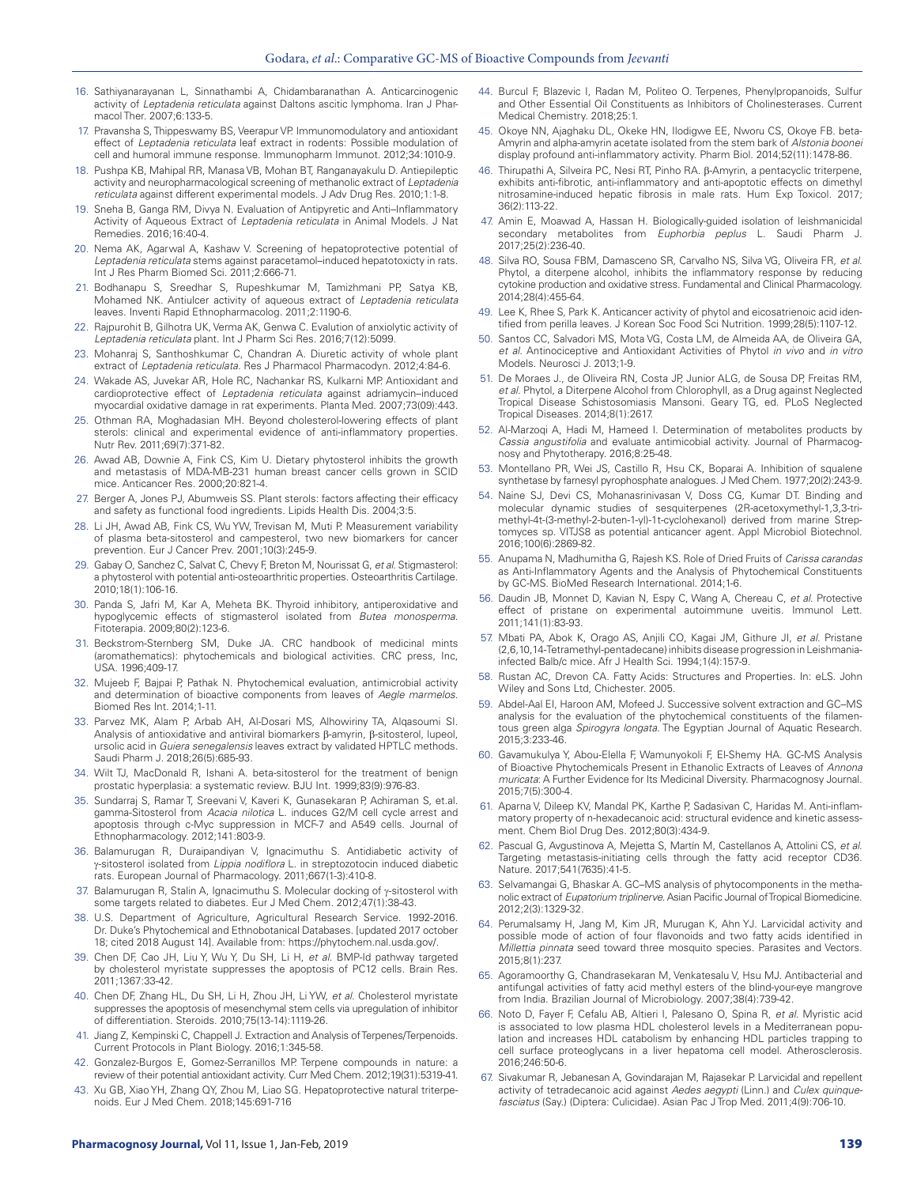16. Sathiyanarayanan L, Sinnathambi A, Chidambaranathan A. Anticarcinogenic activity of *Leptadenia reticulata* against Daltons ascitic lymphoma. Iran J Pharmacol Ther. 2007;6:133-5.
17. Pravansha S, Thippeswamy BS, Veerapur VP. Immunomodulatory and antioxidant effect of *Leptadenia reticulata* leaf extract in rodents: Possible modulation of cell and humoral immune response. Immunopharm Immunot. 2012;34:1010-9.
18. Pushpa KB, Mahipal RR, Manasa VB, Mohan BT, Ranganayakulu D. Antiepileptic activity and neuropharmacological screening of methanolic extract of *Leptadenia reticulata* against different experimental models. J Adv Drug Res. 2010;1:1-8.
19. Sneha B, Ganga RM, Divya N. Evaluation of Antipyretic and Anti–Inflammatory Activity of Aqueous Extract of *Leptadenia reticulata* in Animal Models. J Nat Remedies. 2016;16:40-4.
20. Nema AK, Agarwal A, Kashaw V. Screening of hepatoprotective potential of *Leptadenia reticulata* stems against paracetamol–induced hepatotoxicty in rats. Int J Res Pharm Biomed Sci. 2011;2:666-71.
21. Bodhanapu S, Sreedhar S, Rupeshkumar M, Tamizhmani PP, Satya KB, Mohamed NK. Antiulcer activity of aqueous extract of *Leptadenia reticulata* leaves. Inventi Rapid Ethnopharmacolog. 2011;2:1190-6.
22. Rajpurohit B, Gilhotra UK, Verma AK, Genwa C. Evalution of anxiolytic activity of *Leptadenia reticulata* plant. Int J Pharm Sci Res. 2016;7(12):5099.
23. Mohanraj S, Santhoshkumar C, Chandran A. Diuretic activity of whole plant extract of *Leptadenia reticulata*. Res J Pharmacol Pharmacodyn. 2012;4:84-6.
24. Wakade AS, Juvekar AR, Hole RC, Nachankar RS, Kulkarni MP. Antioxidant and cardioprotective effect of *Leptadenia reticulata* against adriamycin–induced myocardial oxidative damage in rat experiments. Planta Med. 2007;73(09):443.
25. Othman RA, Moghadasian MH. Beyond cholesterol-lowering effects of plant sterols: clinical and experimental evidence of anti-inflammatory properties. Nutr Rev. 2011;69(7):371-82.
26. Awad AB, Downie A, Fink CS, Kim U. Dietary phytosterol inhibits the growth and metastasis of MDA-MB-231 human breast cancer cells grown in SCID mice. Anticancer Res. 2000;20:821-4.
27. Berger A, Jones PJ, Abumweis SS. Plant sterols: factors affecting their efficacy and safety as functional food ingredients. Lipids Health Dis. 2004;3:5.
28. Li JH, Awad AB, Fink CS, Wu YW, Trevisan M, Muti P. Measurement variability of plasma beta-sitosterol and campesterol, two new biomarkers for cancer prevention. Eur J Cancer Prev. 2001;10(3):245-9.
29. Gabay O, Sanchez C, Salvat C, Chevy F, Breton M, Nourissat G, *et al.* Stigmasterol: a phytosterol with potential anti-osteoarthritic properties. Osteoarthritis Cartilage. 2010;18(1):106-16.
30. Panda S, Jafri M, Kar A, Meheta BK. Thyroid inhibitory, antiperoxidative and hypoglycemic effects of stigmasterol isolated from *Butea monosperma*. Fitoterapia. 2009;80(2):123-6.
31. Beckstrom-Sternberg SM, Duke JA. CRC handbook of medicinal mints (aromathematics): phytochemicals and biological activities. CRC press, Inc, USA. 1996;409-17.
32. Mujeeb F, Bajpai P, Pathak N. Phytochemical evaluation, antimicrobial activity and determination of bioactive components from leaves of *Aegle marmelos*. Biomed Res Int. 2014;1-11.
33. Parvez MK, Alam P, Arbab AH, Al-Dosari MS, Alhowiriny TA, Alqasoumi SI. Analysis of antioxidative and antiviral biomarkers β-amyrin, β-sitosterol, lupeol, ursolic acid in *Guiera senegalensis* leaves extract by validated HPTLC methods. Saudi Pharm J. 2018;26(5):685-93.
34. Wilt TJ, MacDonald R, Ishani A. beta-sitosterol for the treatment of benign prostatic hyperplasia: a systematic review. BJU Int. 1999;83(9):976-83.
35. Sundarraj S, Ramar T, Sreevani V, Kaveri K, Gunasekaran P, Achiraman S, et.al. gamma-Sitosterol from *Acacia nilotica* L. induces G2/M cell cycle arrest and apoptosis through c-Myc suppression in MCF-7 and A549 cells. Journal of Ethnopharmacology. 2012;141:803-9.
36. Balamurugan R, Duraipandiyan V, Ignacimuthu S. Antidiabetic activity of γ-sitosterol isolated from *Lippia nodiflora* L. in streptozotocin induced diabetic rats. European Journal of Pharmacology. 2011;667(1-3):410-8.
37. Balamurugan R, Stalin A, Ignacimuthu S. Molecular docking of γ-sitosterol with some targets related to diabetes. Eur J Med Chem. 2012;47(1):38-43.
38. U.S. Department of Agriculture, Agricultural Research Service. 1992-2016. Dr. Duke's Phytochemical and Ethnobotanical Databases. [updated 2017 october 18; cited 2018 August 14]. Available from: https://phytochem.nal.usda.gov/.
39. Chen DF, Cao JH, Liu Y, Wu Y, Du SH, Li H, *et al.* BMP-Id pathway targeted by cholesterol myristate suppresses the apoptosis of PC12 cells. Brain Res. 2011;1367:33-42.
40. Chen DF, Zhang HL, Du SH, Li H, Zhou JH, Li YW, *et al.* Cholesterol myristate suppresses the apoptosis of mesenchymal stem cells via upregulation of inhibitor of differentiation. Steroids. 2010;75(13-14):1119-26.
41. Jiang Z, Kempinski C, Chappell J. Extraction and Analysis of Terpenes/Terpenoids. Current Protocols in Plant Biology. 2016;1:345-58.
42. Gonzalez-Burgos E, Gomez-Serranillos MP. Terpene compounds in nature: a review of their potential antioxidant activity. Curr Med Chem. 2012;19(31):5319-41.
43. Xu GB, Xiao YH, Zhang QY, Zhou M, Liao SG. Hepatoprotective natural triterpenoids. Eur J Med Chem. 2018;145:691-716
44. Burcul F, Blazevic I, Radan M, Politeo O. Terpenes, Phenylpropanoids, Sulfur and Other Essential Oil Constituents as Inhibitors of Cholinesterases. Current Medical Chemistry. 2018;25:1.
45. Okoye NN, Ajaghaku DL, Okeke HN, Ilodigwe EE, Nworu CS, Okoye FB. beta-Amyrin and alpha-amyrin acetate isolated from the stem bark of *Alstonia boonei* display profound anti-inflammatory activity. Pharm Biol. 2014;52(11):1478-86.
46. Thirupathi A, Silveira PC, Nesi RT, Pinho RA. β-Amyrin, a pentacyclic triterpene, exhibits anti-fibrotic, anti-inflammatory and anti-apoptotic effects on dimethyl nitrosamine-induced hepatic fibrosis in male rats. Hum Exp Toxicol. 2017; 36(2):113-22.
47. Amin E, Moawad A, Hassan H. Biologically-guided isolation of leishmanicidal secondary metabolites from *Euphorbia peplus* L. Saudi Pharm J. 2017;25(2):236-40.
48. Silva RO, Sousa FBM, Damasceno SR, Carvalho NS, Silva VG, Oliveira FR, *et al.* Phytol, a diterpene alcohol, inhibits the inflammatory response by reducing cytokine production and oxidative stress. Fundamental and Clinical Pharmacology. 2014;28(4):455-64.
49. Lee K, Rhee S, Park K. Anticancer activity of phytol and eicosatrienoic acid identified from perilla leaves. J Korean Soc Food Sci Nutrition. 1999;28(5):1107-12.
50. Santos CC, Salvadori MS, Mota VG, Costa LM, de Almeida AA, de Oliveira GA, *et al.* Antinociceptive and Antioxidant Activities of Phytol *in vivo* and *in vitro* Models. Neurosci J. 2013;1-9.
51. De Moraes J., de Oliveira RN, Costa JP, Junior ALG, de Sousa DP, Freitas RM, *et al.* Phytol, a Diterpene Alcohol from Chlorophyll, as a Drug against Neglected Tropical Disease Schistosomiasis Mansoni. Geary TG, ed. PLoS Neglected Tropical Diseases. 2014;8(1):2617.
52. Al-Marzoqi A, Hadi M, Hameed I. Determination of metabolites products by *Cassia angustifolia* and evaluate antimicobial activity. Journal of Pharmacognosy and Phytotherapy. 2016;8:25-48.
53. Montellano PR, Wei JS, Castillo R, Hsu CK, Boparai A. Inhibition of squalene synthetase by farnesyl pyrophosphate analogues. J Med Chem. 1977;20(2):243-9.
54. Naine SJ, Devi CS, Mohanasrinivasan V, Doss CG, Kumar DT. Binding and molecular dynamic studies of sesquiterpenes (2R-acetoxymethyl-1,3,3-trimethyl-4t-(3-methyl-2-buten-1-yl)-1t-cyclohexanol) derived from marine Streptomyces sp. VITJS8 as potential anticancer agent. Appl Microbiol Biotechnol. 2016;100(6):2869-82.
55. Anupama N, Madhumitha G, Rajesh KS. Role of Dried Fruits of *Carissa carandas* as Anti-Inflammatory Agents and the Analysis of Phytochemical Constituents by GC-MS. BioMed Research International. 2014;1-6.
56. Daudin JB, Monnet D, Kavian N, Espy C, Wang A, Chereau C, *et al.* Protective effect of pristane on experimental autoimmune uveitis. Immunol Lett. 2011;141(1):83-93.
57. Mbati PA, Abok K, Orago AS, Anjili CO, Kagai JM, Githure JI, *et al.* Pristane (2,6,10,14-Tetramethyl-pentadecane) inhibits disease progression in Leishmania-infected Balb/c mice. Afr J Health Sci. 1994;1(4):157-9.
58. Rustan AC, Drevon CA. Fatty Acids: Structures and Properties. In: eLS. John Wiley and Sons Ltd, Chichester. 2005.
59. Abdel-Aal EI, Haroon AM, Mofeed J. Successive solvent extraction and GC–MS analysis for the evaluation of the phytochemical constituents of the filamentous green alga *Spirogyra longata*. The Egyptian Journal of Aquatic Research. 2015;3:233-46.
60. Gavamukulya Y, Abou-Elella F, Wamunyokoli F, El-Shemy HA. GC-MS Analysis of Bioactive Phytochemicals Present in Ethanolic Extracts of Leaves of *Annona muricata*: A Further Evidence for Its Medicinal Diversity. Pharmacognosy Journal. 2015;7(5):300-4.
61. Aparna V, Dileep KV, Mandal PK, Karthe P, Sadasivan C, Haridas M. Anti-inflammatory property of n-hexadecanoic acid: structural evidence and kinetic assessment. Chem Biol Drug Des. 2012;80(3):434-9.
62. Pascual G, Avgustinova A, Mejetta S, Martín M, Castellanos A, Attolini CS, *et al.* Targeting metastasis-initiating cells through the fatty acid receptor CD36. Nature. 2017;541(7635):41-5.
63. Selvamangai G, Bhaskar A. GC–MS analysis of phytocomponents in the methanolic extract of *Eupatorium triplinerve*. Asian Pacific Journal of Tropical Biomedicine. 2012;2(3):1329-32.
64. Perumalsamy H, Jang M, Kim JR, Murugan K, Ahn YJ. Larvicidal activity and possible mode of action of four flavonoids and two fatty acids identified in *Millettia pinnata* seed toward three mosquito species. Parasites and Vectors. 2015;8(1):237.
65. Agoramoorthy G, Chandrasekaran M, Venkatesalu V, Hsu MJ. Antibacterial and antifungal activities of fatty acid methyl esters of the blind-your-eye mangrove from India. Brazilian Journal of Microbiology. 2007;38(4):739-42.
66. Noto D, Fayer F, Cefalu AB, Altieri I, Palesano O, Spina R, *et al.* Myristic acid is associated to low plasma HDL cholesterol levels in a Mediterranean population and increases HDL catabolism by enhancing HDL particles trapping to cell surface proteoglycans in a liver hepatoma cell model. Atherosclerosis. 2016;246:50-6.
67. Sivakumar R, Jebanesan A, Govindarajan M, Rajasekar P. Larvicidal and repellent activity of tetradecanoic acid against *Aedes aegypti* (Linn.) and *Culex quinquefasciatus* (Say.) (Diptera: Culicidae). Asian Pac J Trop Med. 2011;4(9):706-10.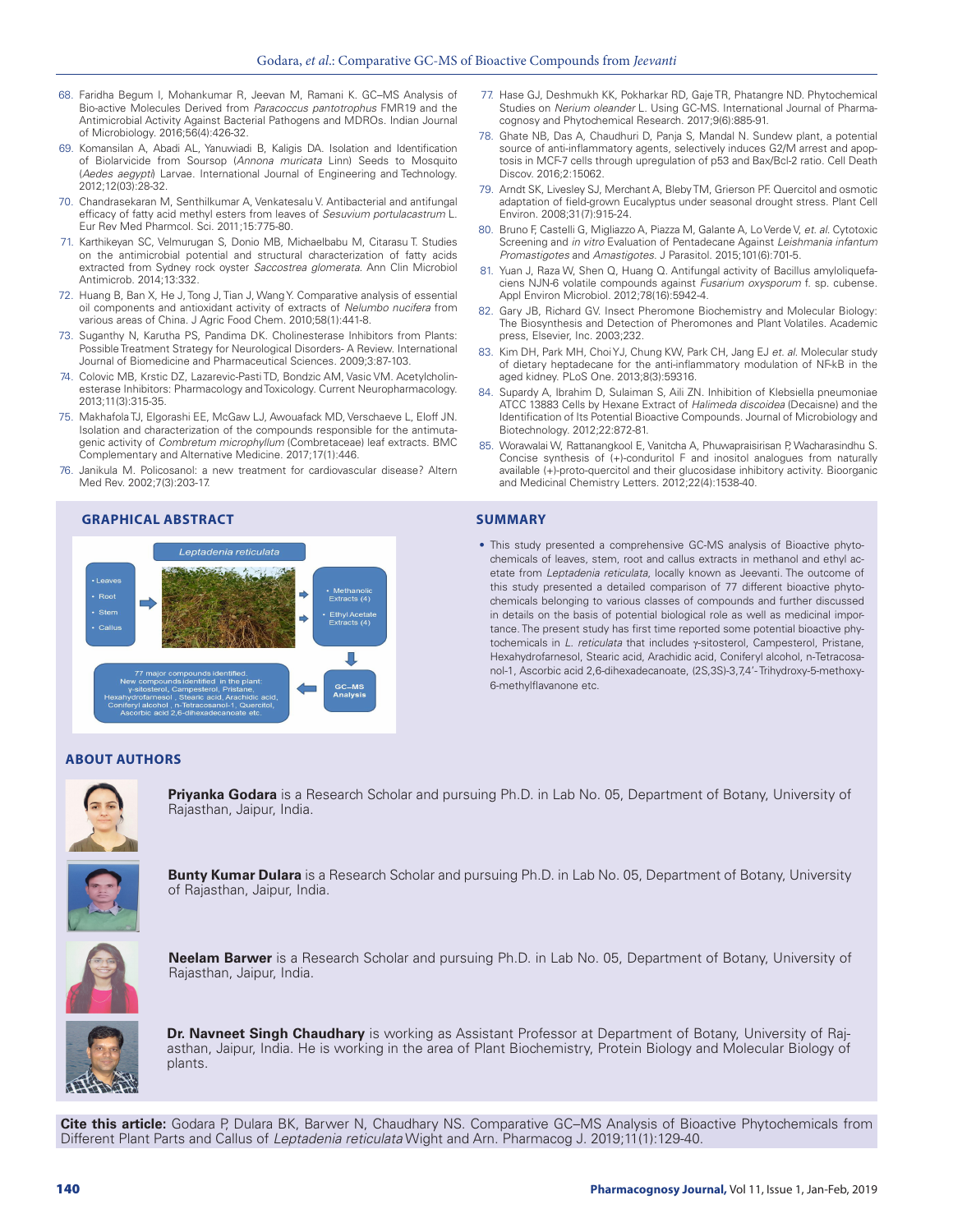68. Faridha Begum I, Mohankumar R, Jeevan M, Ramani K. GC–MS Analysis of Bio-active Molecules Derived from *Paracoccus pantotrophus* FMR19 and the Antimicrobial Activity Against Bacterial Pathogens and MDROs. Indian Journal of Microbiology. 2016;56(4):426-32.
69. Komansilan A, Abadi AL, Yanuwiadi B, Kaligis DA. Isolation and Identification of Biolarvicide from Soursop (*Annona muricata* Linn) Seeds to Mosquito (*Aedes aegypti*) Larvae. International Journal of Engineering and Technology. 2012;12(03):28-32.
70. Chandrasekaran M, Senthilkumar A, Venkatesalu V. Antibacterial and antifungal efficacy of fatty acid methyl esters from leaves of *Sesuvium portulacastrum* L. Eur Rev Med Pharmcol. Sci. 2011;15:775-80.
71. Karthikeyan SC, Velmurugan S, Donio MB, Michaelbabu M, Citarasu T. Studies on the antimicrobial potential and structural characterization of fatty acids extracted from Sydney rock oyster *Saccostrea glomerata*. Ann Clin Microbiol Antimicrob. 2014;13:332.
72. Huang B, Ban X, He J, Tong J, Tian J, Wang Y. Comparative analysis of essential oil components and antioxidant activity of extracts of *Nelumbo nucifera* from various areas of China. J Agric Food Chem. 2010;58(1):441-8.
73. Suganthy N, Karutha PS, Pandima DK. Cholinesterase Inhibitors from Plants: Possible Treatment Strategy for Neurological Disorders- A Review. International Journal of Biomedicine and Pharmaceutical Sciences. 2009;3:87-103.
74. Colovic MB, Krstic DZ, Lazarevic-Pasti TD, Bondzic AM, Vasic VM. Acetylcholinesterase Inhibitors: Pharmacology and Toxicology. Current Neuropharmacology. 2013;11(3):315-35.
75. Makhafola TJ, Elgorashi EE, McGaw LJ, Awouafack MD, Verschaeve L, Eloff JN. Isolation and characterization of the compounds responsible for the antimutagenic activity of *Combretum microphyllum* (Combretaceae) leaf extracts. BMC Complementary and Alternative Medicine. 2017;17(1):446.
76. Janikula M. Policosanol: a new treatment for cardiovascular disease? Altern Med Rev. 2002;7(3):203-17.
77. Hase GJ, Deshmukh KK, Pokharkar RD, Gaje TR, Phatangre ND. Phytochemical Studies on *Nerium oleander* L. Using GC-MS. International Journal of Pharmacognosy and Phytochemical Research. 2017;9(6):885-91.
78. Ghate NB, Das A, Chaudhuri D, Panja S, Mandal N. Sundew plant, a potential source of anti-inflammatory agents, selectively induces G2/M arrest and apoptosis in MCF-7 cells through upregulation of p53 and Bax/Bcl-2 ratio. Cell Death Discov. 2016;2:15062.
79. Arndt SK, Livesley SJ, Merchant A, Bleby TM, Grierson PF. Quercitol and osmotic adaptation of field-grown Eucalyptus under seasonal drought stress. Plant Cell Environ. 2008;31(7):915-24.
80. Bruno F, Castelli G, Migliazzo A, Piazza M, Galante A, Lo Verde V, *et. al*. Cytotoxic Screening and *in vitro* Evaluation of Pentadecane Against *Leishmania infantum Promastigotes* and *Amastigotes*. J Parasitol. 2015;101(6):701-5.
81. Yuan J, Raza W, Shen Q, Huang Q. Antifungal activity of Bacillus amyloliquefaciens NJN-6 volatile compounds against *Fusarium oxysporum* f. sp. cubense. Appl Environ Microbiol. 2012;78(16):5942-4.
82. Gary JB, Richard GV. Insect Pheromone Biochemistry and Molecular Biology: The Biosynthesis and Detection of Pheromones and Plant Volatiles. Academic press, Elsevier, Inc. 2003;232.
83. Kim DH, Park MH, Choi YJ, Chung KW, Park CH, Jang EJ *et. al*. Molecular study of dietary heptadecane for the anti-inflammatory modulation of NF-kB in the aged kidney. PLoS One. 2013;8(3):59316.
84. Supardy A, Ibrahim D, Sulaiman S, Aili ZN. Inhibition of Klebsiella pneumoniae ATCC 13883 Cells by Hexane Extract of *Halimeda discoidea* (Decaisne) and the Identification of Its Potential Bioactive Compounds. Journal of Microbiology and Biotechnology. 2012;22:872-81.
85. Worawalai W, Rattanangkool E, Vanitcha A, Phuwapraisirisan P, Wacharasindhu S. Concise synthesis of (+)-conduritol F and inositol analogues from naturally available (+)-proto-quercitol and their glucosidase inhibitory activity. Bioorganic and Medicinal Chemistry Letters. 2012;22(4):1538-40.

## GRAPHICAL ABSTRACT

Leptadenia reticulata

- Leaves
- Root
- Stem
- Callus

- Methanolic Extracts (4)
- Ethyl Acetate Extracts (4)

GC–MS Analysis

77 major compounds identified.
New compounds identified in the plant:
γ-sitosterol, Campesterol, Pristane, Hexahydrofarnesol, Stearic acid, Arachidic acid, Coniferyl alcohol, n-Tetracosanol-1, Quercitol, Ascorbic acid 2,6-dihexadecanoate etc.

## SUMMARY

- This study presented a comprehensive GC-MS analysis of Bioactive phytochemicals of leaves, stem, root and callus extracts in methanol and ethyl acetate from *Leptadenia reticulata*, locally known as Jeevanti. The outcome of this study presented a detailed comparison of 77 different bioactive phytochemicals belonging to various classes of compounds and further discussed in details on the basis of potential biological role as well as medicinal importance. The present study has first time reported some potential bioactive phytochemicals in *L. reticulata* that includes γ-sitosterol, Campesterol, Pristane, Hexahydrofarnesol, Stearic acid, Arachidic acid, Coniferyl alcohol, n-Tetracosanol-1, Ascorbic acid 2,6-dihexadecanoate, (2S,3S)-3,7,4'-Trihydroxy-5-methoxy-6-methylflavanone etc.

## ABOUT AUTHORS

**Priyanka Godara** is a Research Scholar and pursuing Ph.D. in Lab No. 05, Department of Botany, University of Rajasthan, Jaipur, India.

**Bunty Kumar Dulara** is a Research Scholar and pursuing Ph.D. in Lab No. 05, Department of Botany, University of Rajasthan, Jaipur, India.

**Neelam Barwer** is a Research Scholar and pursuing Ph.D. in Lab No. 05, Department of Botany, University of Rajasthan, Jaipur, India.

**Dr. Navneet Singh Chaudhary** is working as Assistant Professor at Department of Botany, University of Rajasthan, Jaipur, India. He is working in the area of Plant Biochemistry, Protein Biology and Molecular Biology of plants.

**Cite this article:** Godara P, Dulara BK, Barwer N, Chaudhary NS. Comparative GC–MS Analysis of Bioactive Phytochemicals from Different Plant Parts and Callus of *Leptadenia reticulata* Wight and Arn. Pharmacog J. 2019;11(1):129-40.